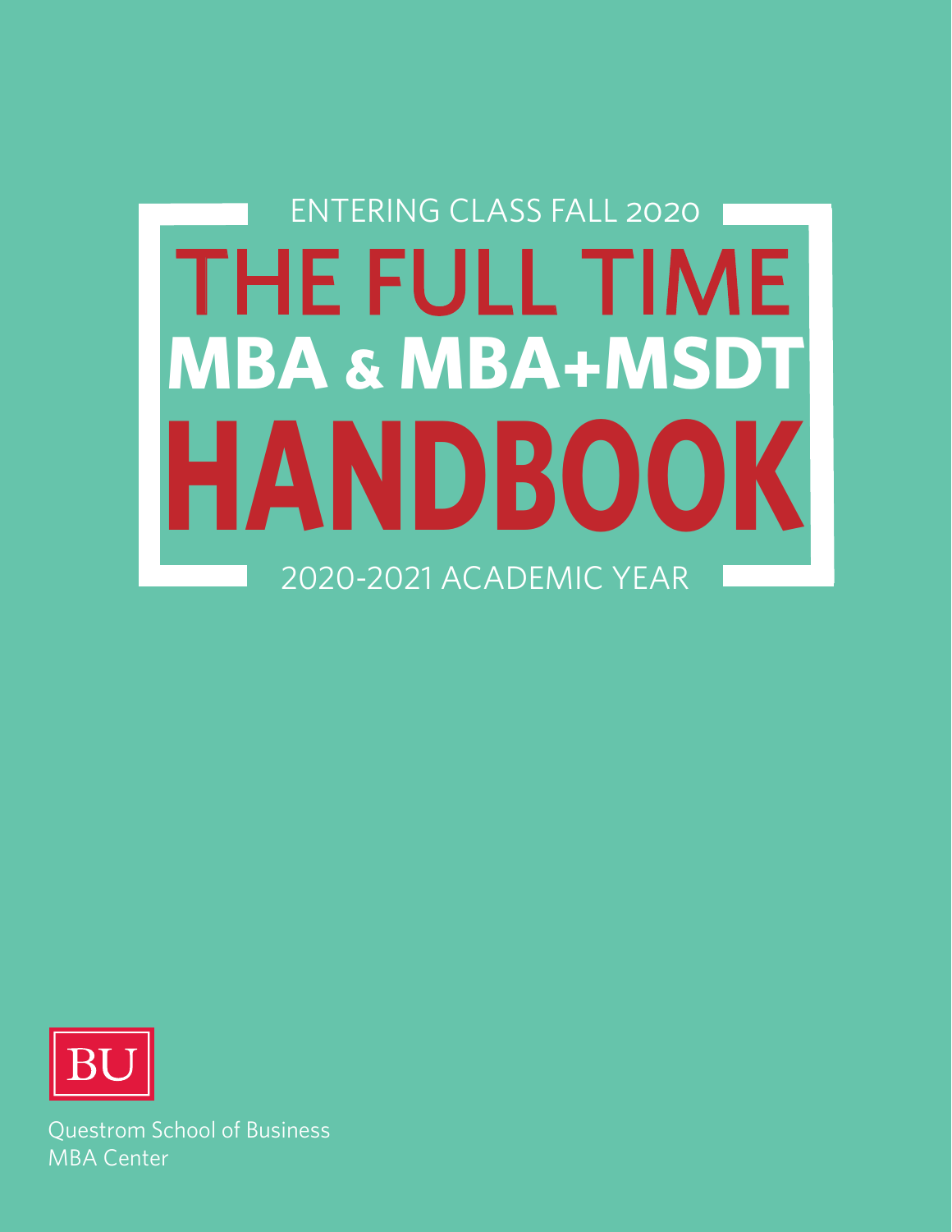ENTERING CLASS FALL 2020

# THE FULL TIME MBA & MBA+MSDT HANDBOOK

2020-2021 ACADEMIC YEAR

BU

Questrom School of Business
MBA Center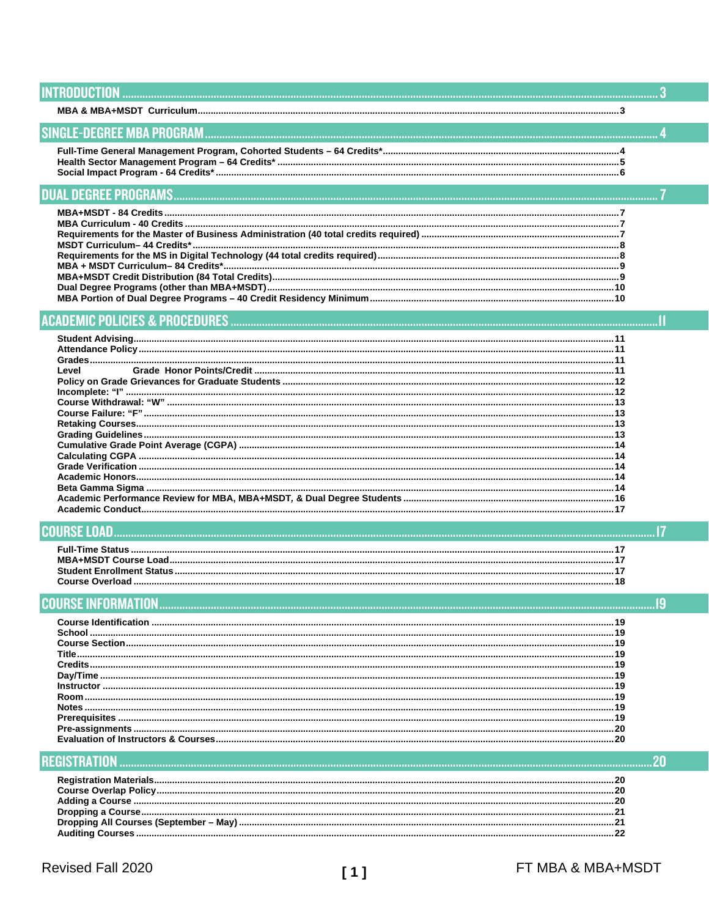## INTRODUCTION ........ 3

**MBA & MBA+MSDT Curriculum** ........ 3

## SINGLE-DEGREE MBA PROGRAM ........ 4

**Full-Time General Management Program, Cohorted Students – 64 Credits*** ........ 4
**Health Sector Management Program – 64 Credits*** ........ 5
**Social Impact Program - 64 Credits*** ........ 6

## DUAL DEGREE PROGRAMS ........ 7

**MBA+MSDT - 84 Credits** ........ 7
**MBA Curriculum - 40 Credits** ........ 7
**Requirements for the Master of Business Administration (40 total credits required)** ........ 7
**MSDT Curriculum– 44 Credits*** ........ 8
**Requirements for the MS in Digital Technology (44 total credits required)** ........ 8
**MBA + MSDT Curriculum– 84 Credits*** ........ 9
**MBA+MSDT Credit Distribution (84 Total Credits)** ........ 9
**Dual Degree Programs (other than MBA+MSDT)** ........ 10
**MBA Portion of Dual Degree Programs – 40 Credit Residency Minimum** ........ 10

## ACADEMIC POLICIES & PROCEDURES ........ 11

**Student Advising** ........ 11
**Attendance Policy** ........ 11
**Grades** ........ 11
**Level Grade Honor Points/Credit** ........ 11
**Policy on Grade Grievances for Graduate Students** ........ 12
**Incomplete: "I"** ........ 12
**Course Withdrawal: "W"** ........ 13
**Course Failure: "F"** ........ 13
**Retaking Courses** ........ 13
**Grading Guidelines** ........ 13
**Cumulative Grade Point Average (CGPA)** ........ 14
**Calculating CGPA** ........ 14
**Grade Verification** ........ 14
**Academic Honors** ........ 14
**Beta Gamma Sigma** ........ 14
**Academic Performance Review for MBA, MBA+MSDT, & Dual Degree Students** ........ 16
**Academic Conduct** ........ 17

## COURSE LOAD ........ 17

**Full-Time Status** ........ 17
**MBA+MSDT Course Load** ........ 17
**Student Enrollment Status** ........ 17
**Course Overload** ........ 18

## COURSE INFORMATION ........ 19

**Course Identification** ........ 19
**School** ........ 19
**Course Section** ........ 19
**Title** ........ 19
**Credits** ........ 19
**Day/Time** ........ 19
**Instructor** ........ 19
**Room** ........ 19
**Notes** ........ 19
**Prerequisites** ........ 19
**Pre-assignments** ........ 20
**Evaluation of Instructors & Courses** ........ 20

## REGISTRATION ........ 20

**Registration Materials** ........ 20
**Course Overlap Policy** ........ 20
**Adding a Course** ........ 20
**Dropping a Course** ........ 21
**Dropping All Courses (September – May)** ........ 21
**Auditing Courses** ........ 22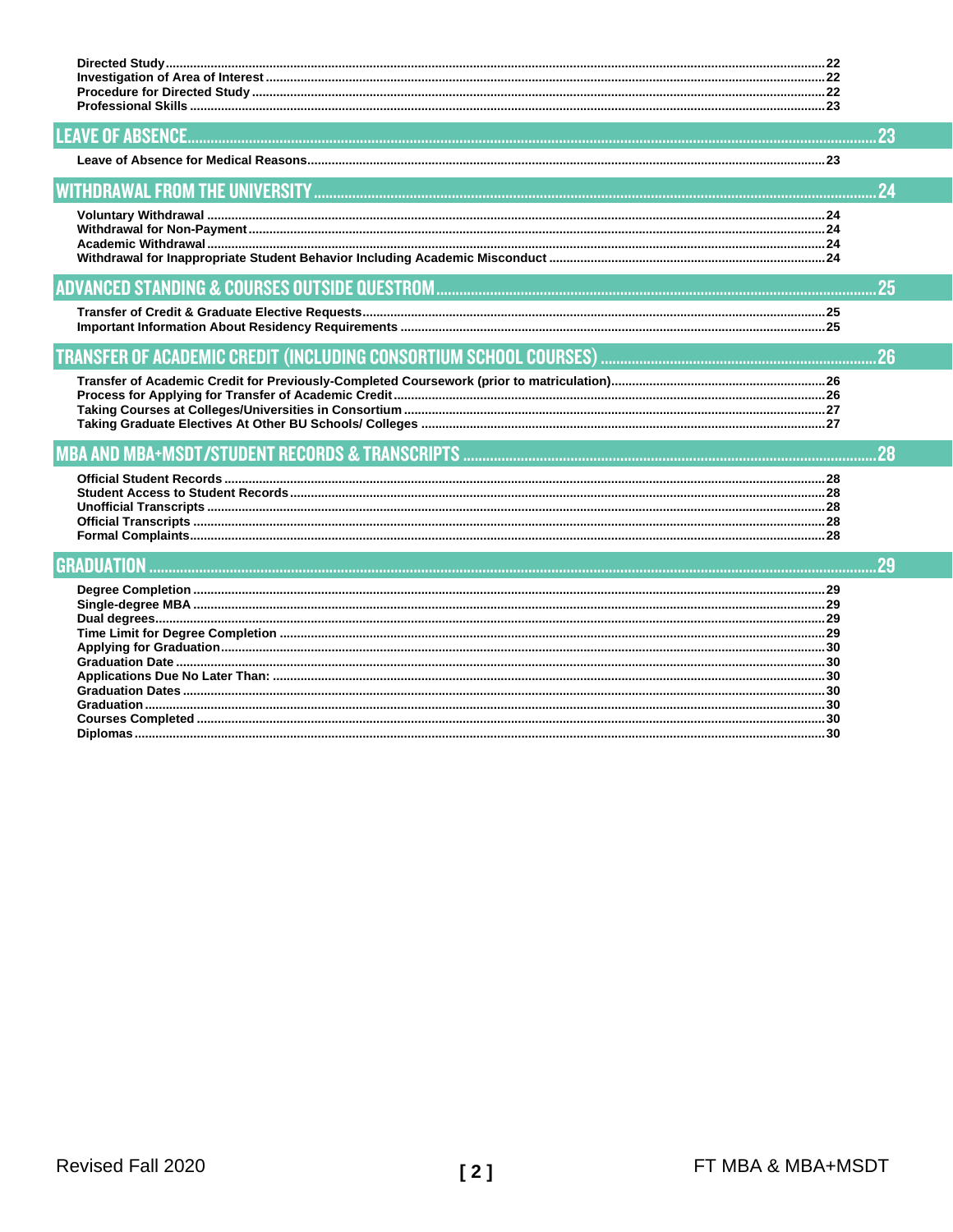Directed Study ........ 22
Investigation of Area of Interest ........ 22
Procedure for Directed Study ........ 22
Professional Skills ........ 23

## LEAVE OF ABSENCE ........ 23

Leave of Absence for Medical Reasons ........ 23

## WITHDRAWAL FROM THE UNIVERSITY ........ 24

Voluntary Withdrawal ........ 24
Withdrawal for Non-Payment ........ 24
Academic Withdrawal ........ 24
Withdrawal for Inappropriate Student Behavior Including Academic Misconduct ........ 24

## ADVANCED STANDING & COURSES OUTSIDE QUESTROM ........ 25

Transfer of Credit & Graduate Elective Requests ........ 25
Important Information About Residency Requirements ........ 25

## TRANSFER OF ACADEMIC CREDIT (INCLUDING CONSORTIUM SCHOOL COURSES) ........ 26

Transfer of Academic Credit for Previously-Completed Coursework (prior to matriculation) ........ 26
Process for Applying for Transfer of Academic Credit ........ 26
Taking Courses at Colleges/Universities in Consortium ........ 27
Taking Graduate Electives At Other BU Schools/ Colleges ........ 27

## MBA AND MBA+MSDT/STUDENT RECORDS & TRANSCRIPTS ........ 28

Official Student Records ........ 28
Student Access to Student Records ........ 28
Unofficial Transcripts ........ 28
Official Transcripts ........ 28
Formal Complaints ........ 28

## GRADUATION ........ 29

Degree Completion ........ 29
Single-degree MBA ........ 29
Dual degrees ........ 29
Time Limit for Degree Completion ........ 29
Applying for Graduation ........ 30
Graduation Date ........ 30
Applications Due No Later Than: ........ 30
Graduation Dates ........ 30
Graduation ........ 30
Courses Completed ........ 30
Diplomas ........ 30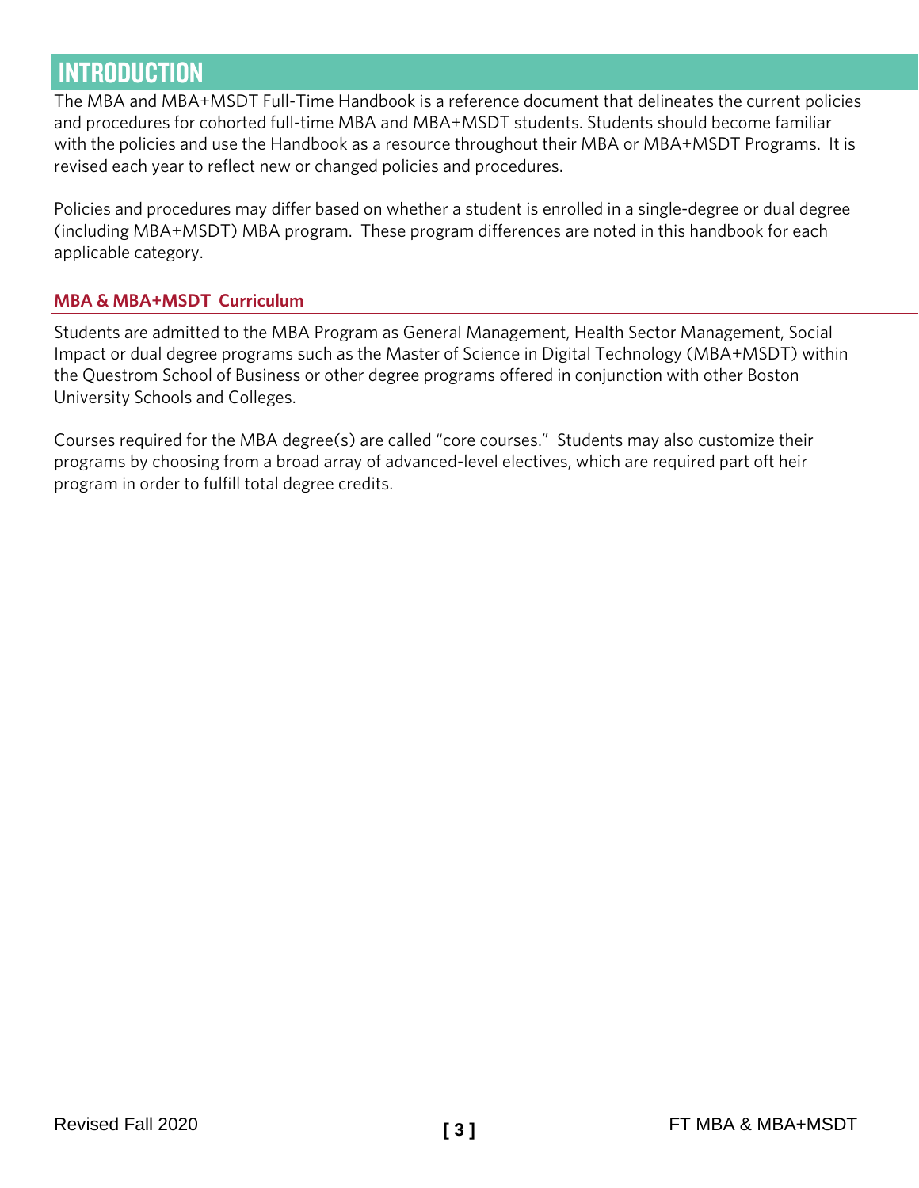# INTRODUCTION

The MBA and MBA+MSDT Full-Time Handbook is a reference document that delineates the current policies and procedures for cohorted full-time MBA and MBA+MSDT students. Students should become familiar with the policies and use the Handbook as a resource throughout their MBA or MBA+MSDT Programs. It is revised each year to reflect new or changed policies and procedures.

Policies and procedures may differ based on whether a student is enrolled in a single-degree or dual degree (including MBA+MSDT) MBA program. These program differences are noted in this handbook for each applicable category.

## MBA & MBA+MSDT Curriculum

Students are admitted to the MBA Program as General Management, Health Sector Management, Social Impact or dual degree programs such as the Master of Science in Digital Technology (MBA+MSDT) within the Questrom School of Business or other degree programs offered in conjunction with other Boston University Schools and Colleges.

Courses required for the MBA degree(s) are called "core courses." Students may also customize their programs by choosing from a broad array of advanced-level electives, which are required part oft heir program in order to fulfill total degree credits.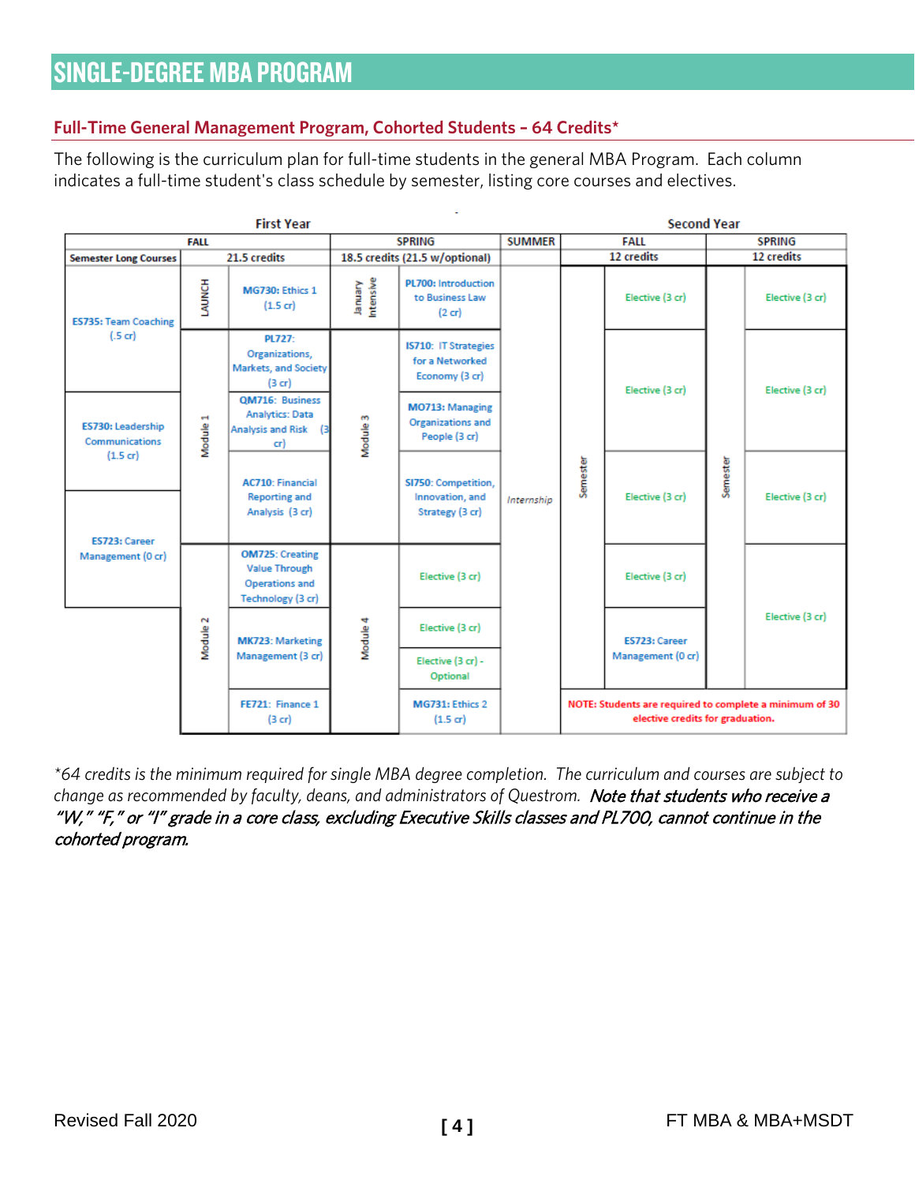# SINGLE-DEGREE MBA PROGRAM

## Full-Time General Management Program, Cohorted Students – 64 Credits*

The following is the curriculum plan for full-time students in the general MBA Program. Each column indicates a full-time student's class schedule by semester, listing core courses and electives.

| First Year | | | | | | Second Year | | | |
|---|---|---|---|---|---|---|---|---|---|
| FALL | | | SPRING | | SUMMER | FALL | | SPRING | |
| Semester Long Courses | 21.5 credits | | 18.5 credits (21.5 w/optional) | | | 12 credits | | 12 credits | |
| ES735: Team Coaching (.5 cr) | LAUNCH | MG730: Ethics 1 (1.5 cr) | January Intensive | PL700: Introduction to Business Law (2 cr) | Internship | Semester | Elective (3 cr) | Semester | Elective (3 cr) |
| | Module 1 | PL727: Organizations, Markets, and Society (3 cr) | Module 3 | IS710: IT Strategies for a Networked Economy (3 cr) | | | Elective (3 cr) | | Elective (3 cr) |
| ES730: Leadership Communications (1.5 cr) | | QM716: Business Analytics: Data Analysis and Risk (3 cr) | | MO713: Managing Organizations and People (3 cr) | | | | | |
| | | AC710: Financial Reporting and Analysis (3 cr) | | SI750: Competition, Innovation, and Strategy (3 cr) | | | Elective (3 cr) | | Elective (3 cr) |
| ES723: Career Management (0 cr) | Module 2 | OM725: Creating Value Through Operations and Technology (3 cr) | Module 4 | Elective (3 cr) | | | Elective (3 cr) | | Elective (3 cr) |
| | | MK723: Marketing Management (3 cr) | | Elective (3 cr) | | | ES723: Career Management (0 cr) | | |
| | | | | Elective (3 cr) - Optional | | | | | |
| | | FE721: Finance 1 (3 cr) | | MG731: Ethics 2 (1.5 cr) | | NOTE: Students are required to complete a minimum of 30 elective credits for graduation. | | | |

*64 credits is the minimum required for single MBA degree completion. The curriculum and courses are subject to change as recommended by faculty, deans, and administrators of Questrom. ***Note that students who receive a "W," "F," or "I" grade in a core class, excluding Executive Skills classes and PL700, cannot continue in the cohorted program.***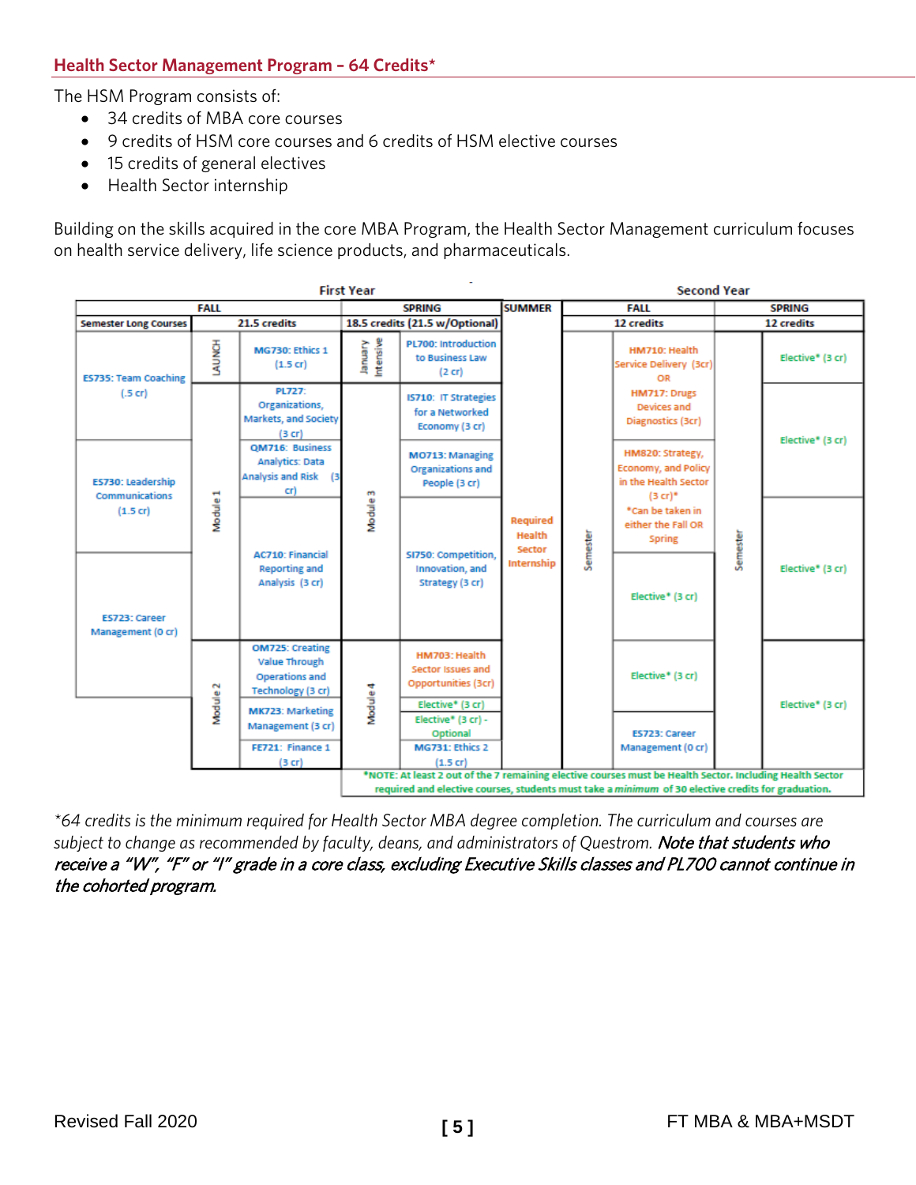## Health Sector Management Program – 64 Credits*

The HSM Program consists of:

- 34 credits of MBA core courses
- 9 credits of HSM core courses and 6 credits of HSM elective courses
- 15 credits of general electives
- Health Sector internship

Building on the skills acquired in the core MBA Program, the Health Sector Management curriculum focuses on health service delivery, life science products, and pharmaceuticals.

| First Year | | | | | | Summer | Second Year | | | |
|---|---|---|---|---|---|---|---|---|---|---|
| FALL | | | SPRING | | | SUMMER | FALL | | SPRING | |
| Semester Long Courses | 21.5 credits | | 18.5 credits (21.5 w/Optional) | | | | 12 credits | | 12 credits | |
| ES735: Team Coaching (.5 cr) | LAUNCH | MG730: Ethics 1 (1.5 cr) | January Intensive | PL700: Introduction to Business Law (2 cr) | | Required Health Sector Internship | Semester | HM710: Health Service Delivery (3cr) OR HM717: Drugs Devices and Diagnostics (3cr) | Semester | Elective* (3 cr) |
| | Module 1 | PL727: Organizations, Markets, and Society (3 cr) | Module 3 | IS710: IT Strategies for a Networked Economy (3 cr) | | | | | | Elective* (3 cr) |
| ES730: Leadership Communications (1.5 cr) | | QM716: Business Analytics: Data Analysis and Risk (3 cr) | | MO713: Managing Organizations and People (3 cr) | | | | HM820: Strategy, Economy, and Policy in the Health Sector (3 cr)* *Can be taken in either the Fall OR Spring | | |
| ES723: Career Management (0 cr) | | AC710: Financial Reporting and Analysis (3 cr) | | SI750: Competition, Innovation, and Strategy (3 cr) | | | | Elective* (3 cr) | | Elective* (3 cr) |
| | Module 2 | OM725: Creating Value Through Operations and Technology (3 cr) | Module 4 | HM703: Health Sector Issues and Opportunities (3cr) | | | | Elective* (3 cr) | | Elective* (3 cr) |
| | | MK723: Marketing Management (3 cr) | | Elective* (3 cr) | | | | | | |
| | | | | Elective* (3 cr) - Optional | | | | ES723: Career Management (0 cr) | | |
| | | FE721: Finance 1 (3 cr) | | MG731: Ethics 2 (1.5 cr) | | | | | | |

*NOTE: At least 2 out of the 7 remaining elective courses must be Health Sector. Including Health Sector required and elective courses, students must take a *minimum* of 30 elective credits for graduation.

*\*64 credits is the minimum required for Health Sector MBA degree completion. The curriculum and courses are subject to change as recommended by faculty, deans, and administrators of Questrom. **Note that students who receive a "W", "F" or "I" grade in a core class, excluding Executive Skills classes and PL700 cannot continue in the cohorted program.***

Revised Fall 2020 FT MBA & MBA+MSDT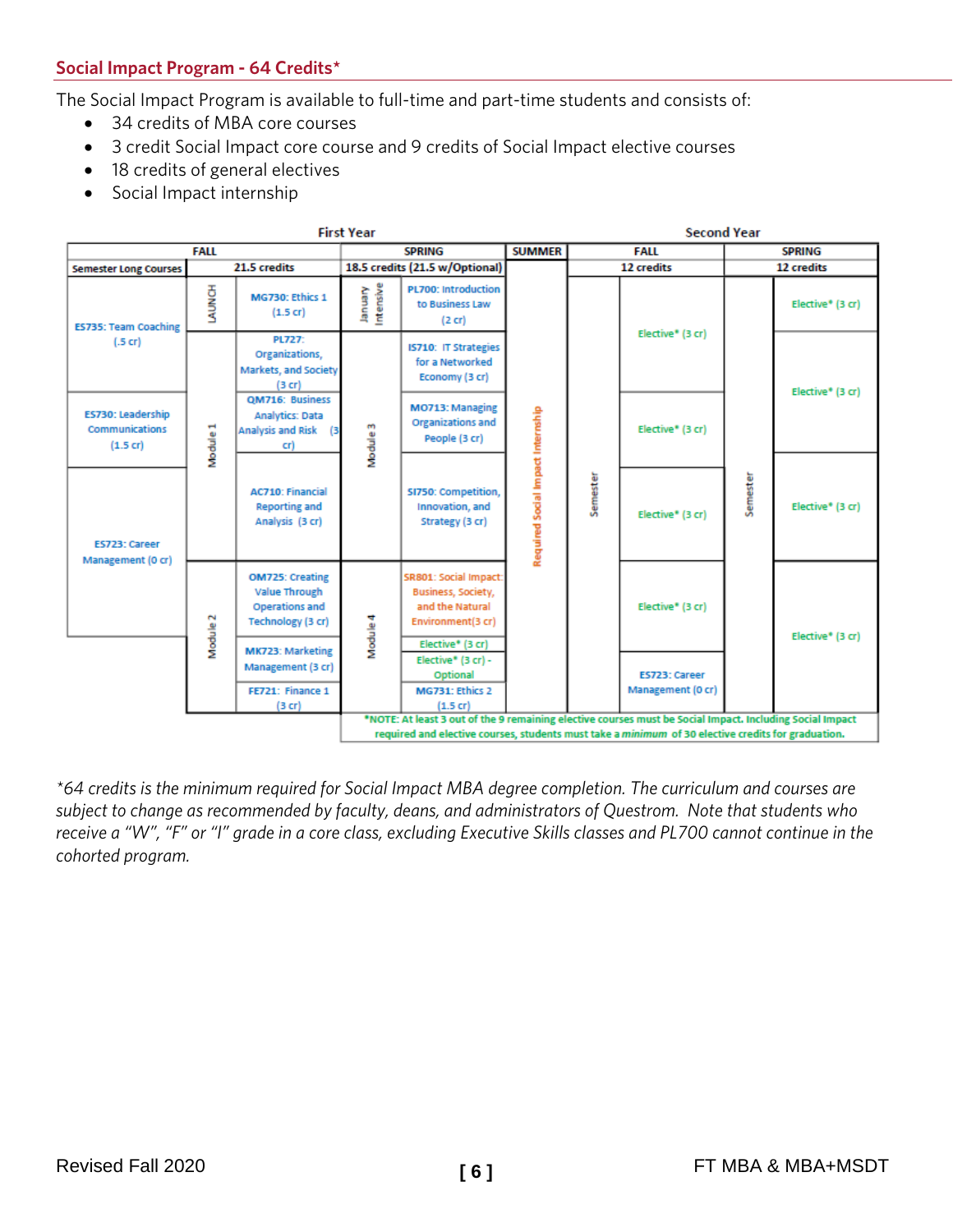## Social Impact Program - 64 Credits*

The Social Impact Program is available to full-time and part-time students and consists of:

- 34 credits of MBA core courses
- 3 credit Social Impact core course and 9 credits of Social Impact elective courses
- 18 credits of general electives
- Social Impact internship

| First Year | | | | | | Summer | Second Year | | | |
|---|---|---|---|---|---|---|---|---|---|---|
| FALL | | | SPRING | | | SUMMER | FALL | | SPRING | |
| Semester Long Courses | 21.5 credits | | 18.5 credits (21.5 w/Optional) | | | | 12 credits | | 12 credits | |
| ES735: Team Coaching (.5 cr) | LAUNCH | MG730: Ethics 1 (1.5 cr) | January Intensive | PL700: Introduction to Business Law (2 cr) | | Required Social Impact Internship | Semester | Elective* (3 cr) | Semester | Elective* (3 cr) |
| | Module 1 | PL727: Organizations, Markets, and Society (3 cr) | Module 3 | IS710: IT Strategies for a Networked Economy (3 cr) | | | | | | Elective* (3 cr) |
| ES730: Leadership Communications (1.5 cr) | | QM716: Business Analytics: Data Analysis and Risk (3 cr) | | MO713: Managing Organizations and People (3 cr) | | | | Elective* (3 cr) | | |
| ES723: Career Management (0 cr) | | AC710: Financial Reporting and Analysis (3 cr) | | SI750: Competition, Innovation, and Strategy (3 cr) | | | | Elective* (3 cr) | | Elective* (3 cr) |
| | Module 2 | OM725: Creating Value Through Operations and Technology (3 cr) | Module 4 | SR801: Social Impact: Business, Society, and the Natural Environment (3 cr) | | | | Elective* (3 cr) | | Elective* (3 cr) |
| | | MK723: Marketing Management (3 cr) | | Elective* (3 cr) | | | | | | |
| | | | | Elective* (3 cr) - Optional | | | | ES723: Career Management (0 cr) | | |
| | | FE721: Finance 1 (3 cr) | | MG731: Ethics 2 (1.5 cr) | | | | | | |

*NOTE: At least 3 out of the 9 remaining elective courses must be Social Impact. Including Social Impact required and elective courses, students must take a *minimum* of 30 elective credits for graduation.

*\*64 credits is the minimum required for Social Impact MBA degree completion. The curriculum and courses are subject to change as recommended by faculty, deans, and administrators of Questrom. Note that students who receive a "W", "F" or "I" grade in a core class, excluding Executive Skills classes and PL700 cannot continue in the cohorted program.*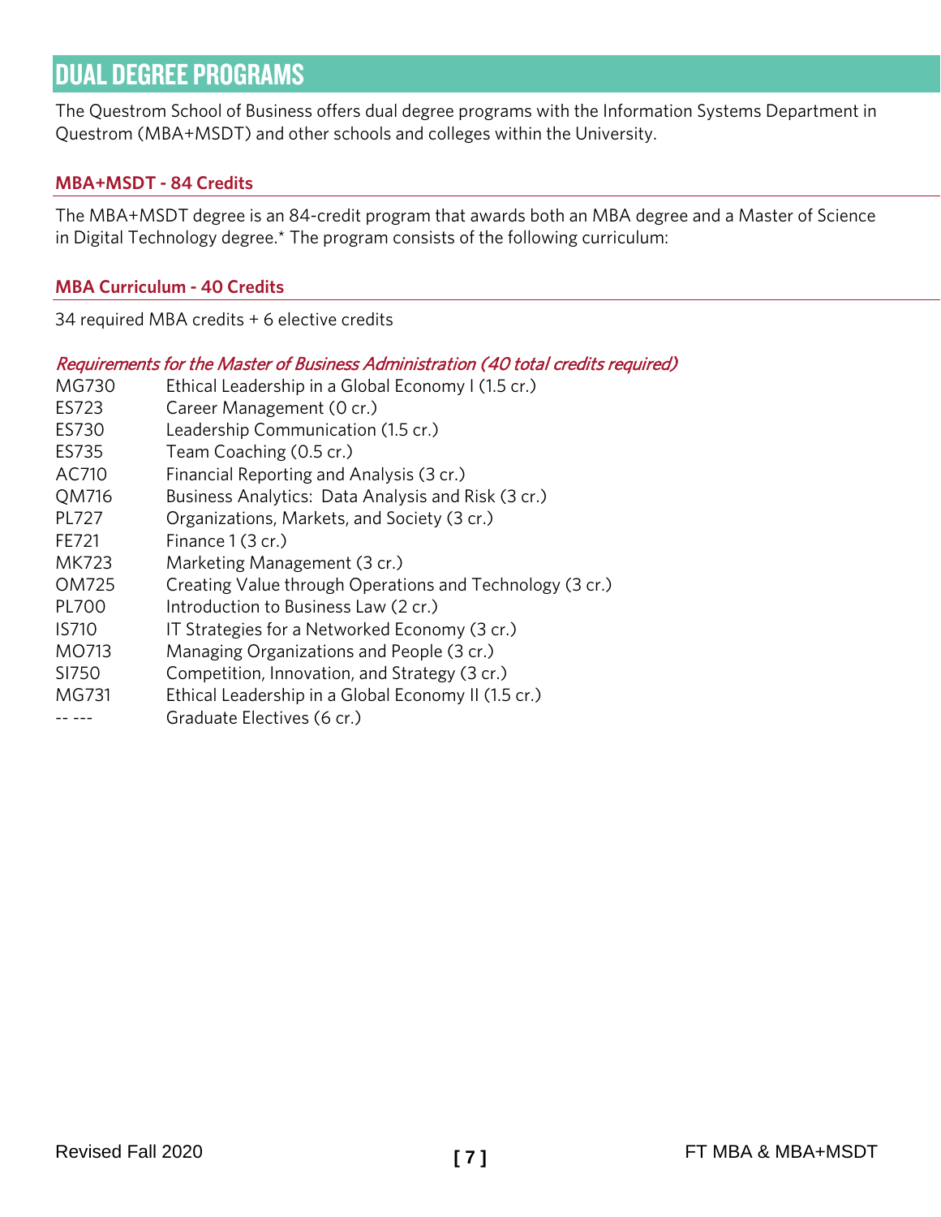# DUAL DEGREE PROGRAMS

The Questrom School of Business offers dual degree programs with the Information Systems Department in Questrom (MBA+MSDT) and other schools and colleges within the University.

## MBA+MSDT - 84 Credits

The MBA+MSDT degree is an 84-credit program that awards both an MBA degree and a Master of Science in Digital Technology degree.* The program consists of the following curriculum:

## MBA Curriculum - 40 Credits

34 required MBA credits + 6 elective credits

*Requirements for the Master of Business Administration (40 total credits required)*

| | |
|---|---|
| MG730 | Ethical Leadership in a Global Economy I (1.5 cr.) |
| ES723 | Career Management (0 cr.) |
| ES730 | Leadership Communication (1.5 cr.) |
| ES735 | Team Coaching (0.5 cr.) |
| AC710 | Financial Reporting and Analysis (3 cr.) |
| QM716 | Business Analytics: Data Analysis and Risk (3 cr.) |
| PL727 | Organizations, Markets, and Society (3 cr.) |
| FE721 | Finance 1 (3 cr.) |
| MK723 | Marketing Management (3 cr.) |
| OM725 | Creating Value through Operations and Technology (3 cr.) |
| PL700 | Introduction to Business Law (2 cr.) |
| IS710 | IT Strategies for a Networked Economy (3 cr.) |
| MO713 | Managing Organizations and People (3 cr.) |
| SI750 | Competition, Innovation, and Strategy (3 cr.) |
| MG731 | Ethical Leadership in a Global Economy II (1.5 cr.) |
| -- --- | Graduate Electives (6 cr.) |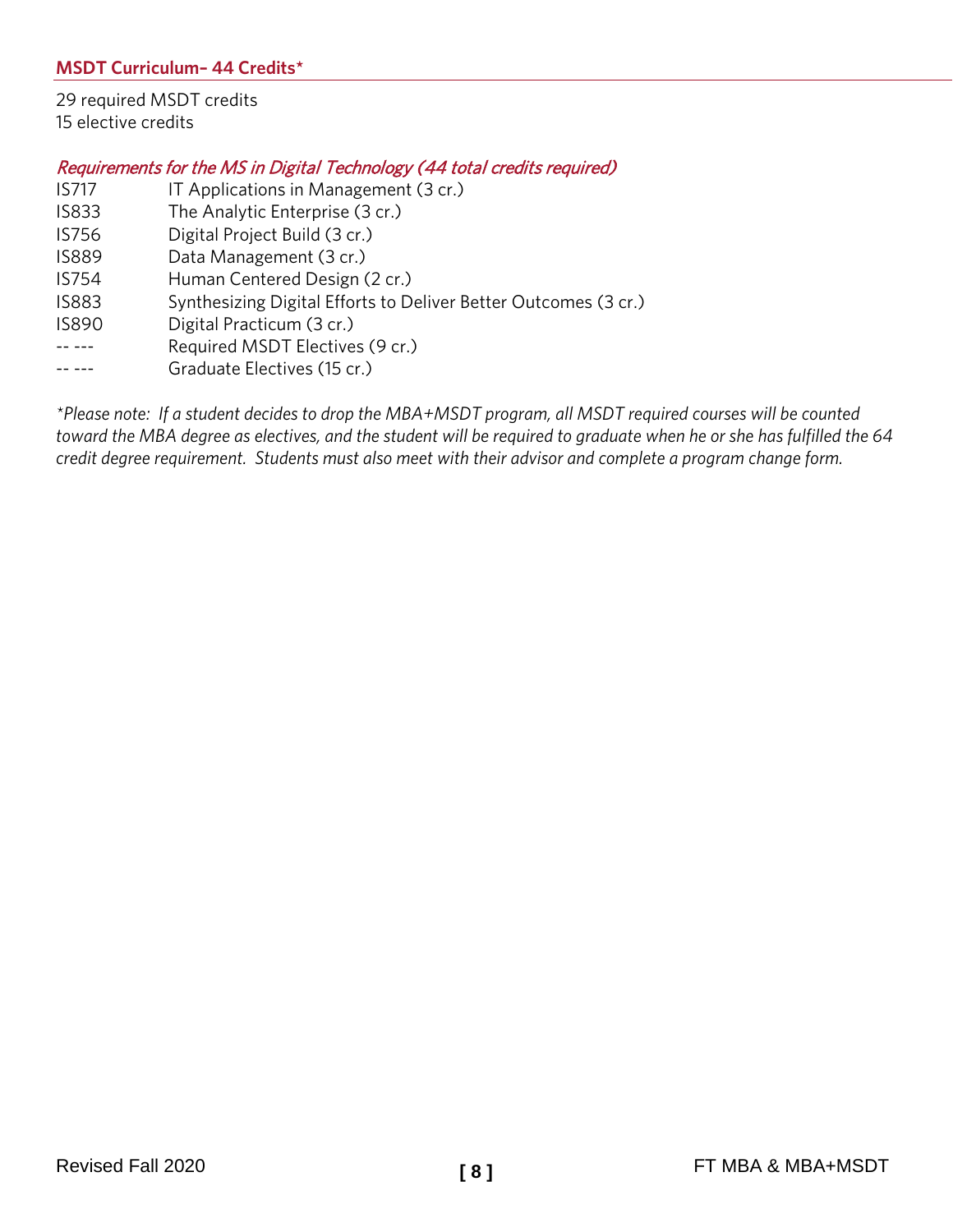## MSDT Curriculum– 44 Credits*

29 required MSDT credits
15 elective credits

### *Requirements for the MS in Digital Technology (44 total credits required)*

| | |
|---|---|
| IS717 | IT Applications in Management (3 cr.) |
| IS833 | The Analytic Enterprise (3 cr.) |
| IS756 | Digital Project Build (3 cr.) |
| IS889 | Data Management (3 cr.) |
| IS754 | Human Centered Design (2 cr.) |
| IS883 | Synthesizing Digital Efforts to Deliver Better Outcomes (3 cr.) |
| IS890 | Digital Practicum (3 cr.) |
| -- --- | Required MSDT Electives (9 cr.) |
| -- --- | Graduate Electives (15 cr.) |

*\*Please note: If a student decides to drop the MBA+MSDT program, all MSDT required courses will be counted toward the MBA degree as electives, and the student will be required to graduate when he or she has fulfilled the 64 credit degree requirement. Students must also meet with their advisor and complete a program change form.*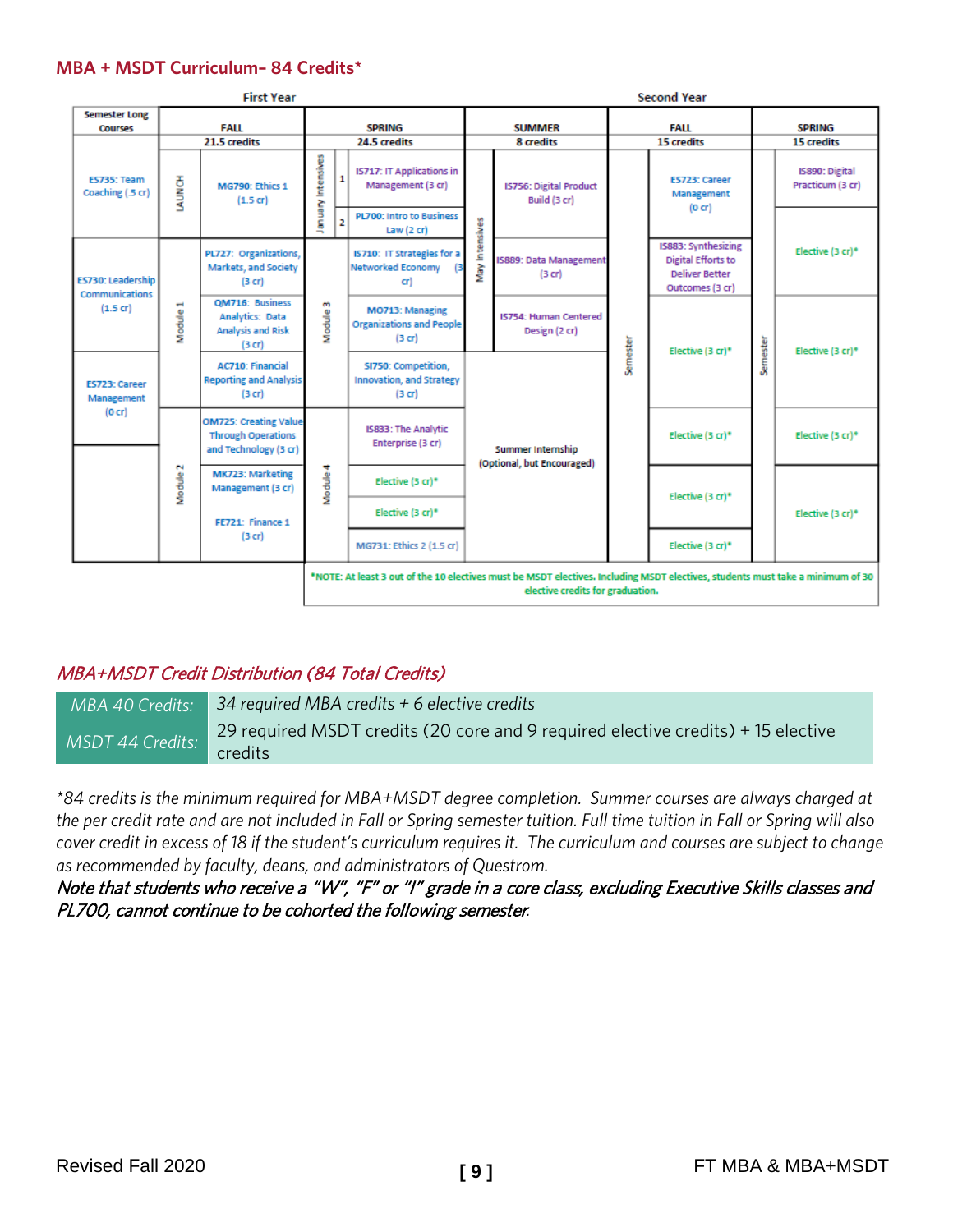## MBA + MSDT Curriculum– 84 Credits*

| | First Year | | | | | | | | Second Year | | | |
|---|---|---|---|---|---|---|---|---|---|---|---|---|
| Semester Long Courses | FALL 21.5 credits | | SPRING 24.5 credits | | | SUMMER 8 credits | | | FALL 15 credits | | SPRING 15 credits | |
| ES735: Team Coaching (.5 cr) | LAUNCH | MG790: Ethics 1 (1.5 cr) | January Intensives | 1 | IS717: IT Applications in Management (3 cr) | May Intensives | IS756: Digital Product Build (3 cr) | | Semester | ES723: Career Management (0 cr) | Semester | IS890: Digital Practicum (3 cr) |
| | | | | 2 | PL700: Intro to Business Law (2 cr) | | | | | | | |
| ES730: Leadership Communications (1.5 cr) | Module 1 | PL727: Organizations, Markets, and Society (3 cr) | Module 3 | | IS710: IT Strategies for a Networked Economy (3 cr) | | IS889: Data Management (3 cr) | | | IS883: Synthesizing Digital Efforts to Deliver Better Outcomes (3 cr) | | Elective (3 cr)* |
| | | QM716: Business Analytics: Data Analysis and Risk (3 cr) | | | MO713: Managing Organizations and People (3 cr) | | IS754: Human Centered Design (2 cr) | | | Elective (3 cr)* | | Elective (3 cr)* |
| ES723: Career Management (0 cr) | | AC710: Financial Reporting and Analysis (3 cr) | | | SI750: Competition, Innovation, and Strategy (3 cr) | | Summer Internship (Optional, but Encouraged) | | | | | |
| | Module 2 | OM725: Creating Value Through Operations and Technology (3 cr) | Module 4 | | IS833: The Analytic Enterprise (3 cr) | | | | | Elective (3 cr)* | | Elective (3 cr)* |
| | | MK723: Marketing Management (3 cr) | | | Elective (3 cr)* | | | | | Elective (3 cr)* | | Elective (3 cr)* |
| | | FE721: Finance 1 (3 cr) | | | Elective (3 cr)* | | | | | | | |
| | | | | | MG731: Ethics 2 (1.5 cr) | | | | | Elective (3 cr)* | | |

*NOTE: At least 3 out of the 10 electives must be MSDT electives. Including MSDT electives, students must take a minimum of 30 elective credits for graduation.

### *MBA+MSDT Credit Distribution (84 Total Credits)*

| | |
|---|---|
| *MBA 40 Credits:* | *34 required MBA credits + 6 elective credits* |
| *MSDT 44 Credits:* | 29 required MSDT credits (20 core and 9 required elective credits) + 15 elective credits |

*\*84 credits is the minimum required for MBA+MSDT degree completion. Summer courses are always charged at the per credit rate and are not included in Fall or Spring semester tuition. Full time tuition in Fall or Spring will also cover credit in excess of 18 if the student's curriculum requires it. The curriculum and courses are subject to change as recommended by faculty, deans, and administrators of Questrom.*

***Note that students who receive a "W", "F" or "I" grade in a core class, excluding Executive Skills classes and PL700, cannot continue to be cohorted the following semester.***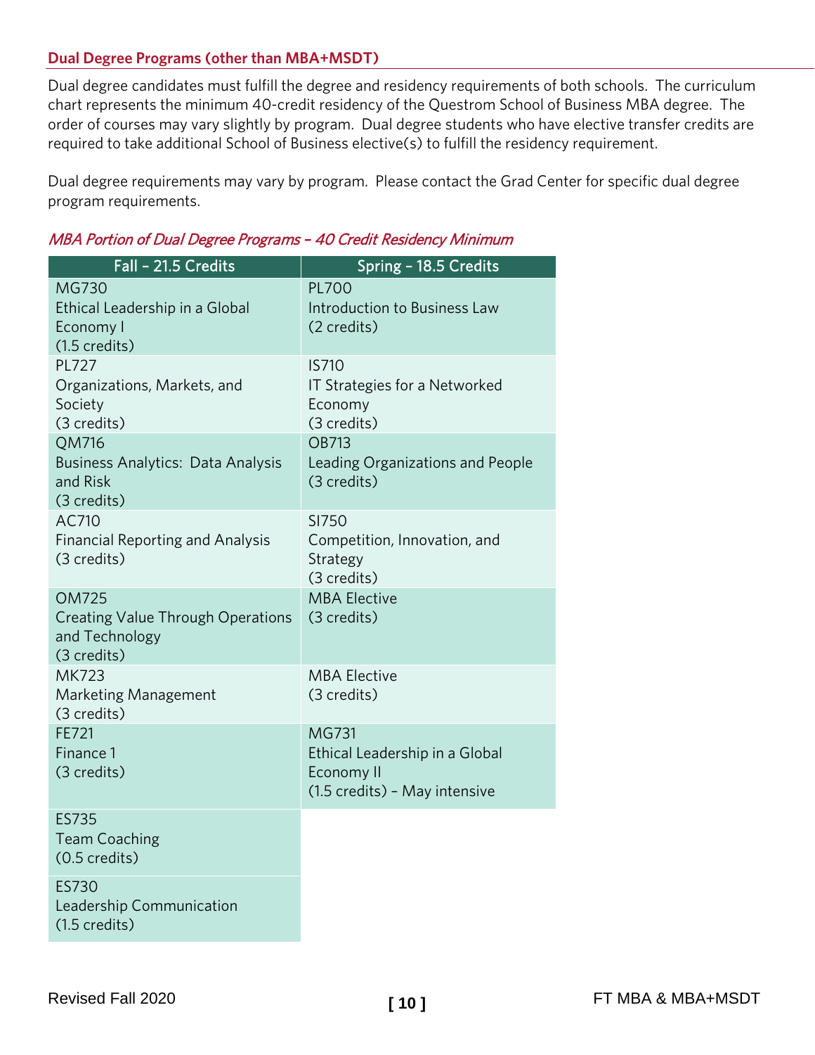## Dual Degree Programs (other than MBA+MSDT)

Dual degree candidates must fulfill the degree and residency requirements of both schools. The curriculum chart represents the minimum 40-credit residency of the Questrom School of Business MBA degree. The order of courses may vary slightly by program. Dual degree students who have elective transfer credits are required to take additional School of Business elective(s) to fulfill the residency requirement.

Dual degree requirements may vary by program. Please contact the Grad Center for specific dual degree program requirements.

*MBA Portion of Dual Degree Programs – 40 Credit Residency Minimum*

| Fall – 21.5 Credits | Spring – 18.5 Credits |
|---|---|
| MG730 Ethical Leadership in a Global Economy I (1.5 credits) | PL700 Introduction to Business Law (2 credits) |
| PL727 Organizations, Markets, and Society (3 credits) | IS710 IT Strategies for a Networked Economy (3 credits) |
| QM716 Business Analytics: Data Analysis and Risk (3 credits) | OB713 Leading Organizations and People (3 credits) |
| AC710 Financial Reporting and Analysis (3 credits) | SI750 Competition, Innovation, and Strategy (3 credits) |
| OM725 Creating Value Through Operations and Technology (3 credits) | MBA Elective (3 credits) |
| MK723 Marketing Management (3 credits) | MBA Elective (3 credits) |
| FE721 Finance 1 (3 credits) | MG731 Ethical Leadership in a Global Economy II (1.5 credits) – May intensive |
| ES735 Team Coaching (0.5 credits) | |
| ES730 Leadership Communication (1.5 credits) | |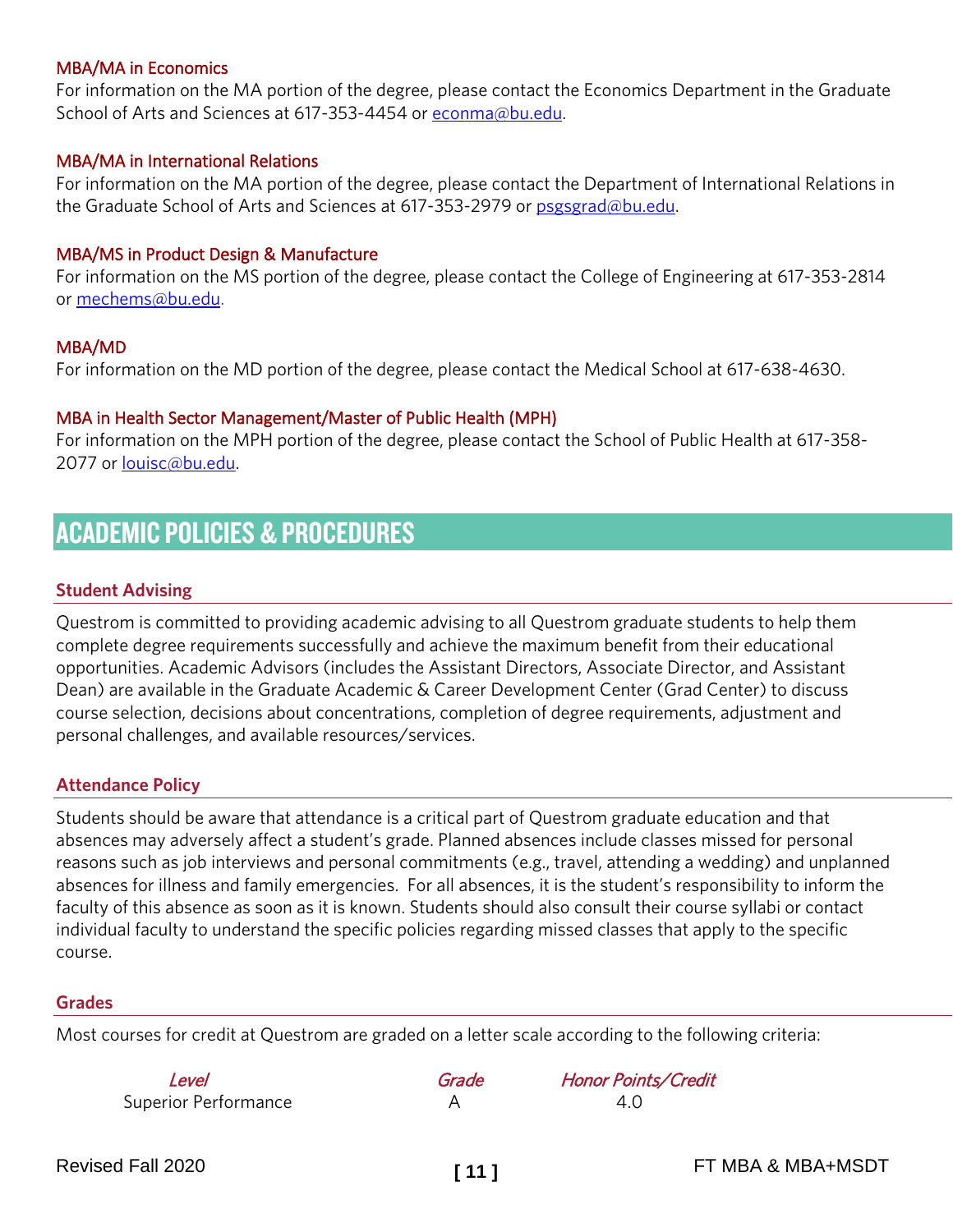### MBA/MA in Economics

For information on the MA portion of the degree, please contact the Economics Department in the Graduate School of Arts and Sciences at 617-353-4454 or econma@bu.edu.

### MBA/MA in International Relations

For information on the MA portion of the degree, please contact the Department of International Relations in the Graduate School of Arts and Sciences at 617-353-2979 or psgsgrad@bu.edu.

### MBA/MS in Product Design & Manufacture

For information on the MS portion of the degree, please contact the College of Engineering at 617-353-2814 or mechems@bu.edu.

### MBA/MD

For information on the MD portion of the degree, please contact the Medical School at 617-638-4630.

### MBA in Health Sector Management/Master of Public Health (MPH)

For information on the MPH portion of the degree, please contact the School of Public Health at 617-358-2077 or louisc@bu.edu.

## ACADEMIC POLICIES & PROCEDURES

### Student Advising

Questrom is committed to providing academic advising to all Questrom graduate students to help them complete degree requirements successfully and achieve the maximum benefit from their educational opportunities. Academic Advisors (includes the Assistant Directors, Associate Director, and Assistant Dean) are available in the Graduate Academic & Career Development Center (Grad Center) to discuss course selection, decisions about concentrations, completion of degree requirements, adjustment and personal challenges, and available resources/services.

### Attendance Policy

Students should be aware that attendance is a critical part of Questrom graduate education and that absences may adversely affect a student's grade. Planned absences include classes missed for personal reasons such as job interviews and personal commitments (e.g., travel, attending a wedding) and unplanned absences for illness and family emergencies. For all absences, it is the student's responsibility to inform the faculty of this absence as soon as it is known. Students should also consult their course syllabi or contact individual faculty to understand the specific policies regarding missed classes that apply to the specific course.

### Grades

Most courses for credit at Questrom are graded on a letter scale according to the following criteria:

| *Level* | *Grade* | *Honor Points/Credit* |
|---|---|---|
| Superior Performance | A | 4.0 |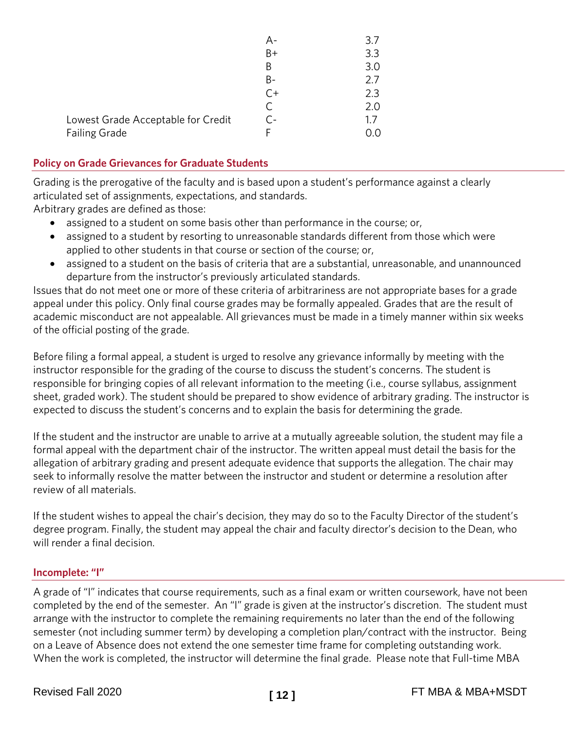| | | |
|---|---|---|
| | A- | 3.7 |
| | B+ | 3.3 |
| | B | 3.0 |
| | B- | 2.7 |
| | C+ | 2.3 |
| | C | 2.0 |
| Lowest Grade Acceptable for Credit | C- | 1.7 |
| Failing Grade | F | 0.0 |

## Policy on Grade Grievances for Graduate Students

Grading is the prerogative of the faculty and is based upon a student's performance against a clearly articulated set of assignments, expectations, and standards.
Arbitrary grades are defined as those:

- assigned to a student on some basis other than performance in the course; or,
- assigned to a student by resorting to unreasonable standards different from those which were applied to other students in that course or section of the course; or,
- assigned to a student on the basis of criteria that are a substantial, unreasonable, and unannounced departure from the instructor's previously articulated standards.

Issues that do not meet one or more of these criteria of arbitrariness are not appropriate bases for a grade appeal under this policy. Only final course grades may be formally appealed. Grades that are the result of academic misconduct are not appealable. All grievances must be made in a timely manner within six weeks of the official posting of the grade.

Before filing a formal appeal, a student is urged to resolve any grievance informally by meeting with the instructor responsible for the grading of the course to discuss the student's concerns. The student is responsible for bringing copies of all relevant information to the meeting (i.e., course syllabus, assignment sheet, graded work). The student should be prepared to show evidence of arbitrary grading. The instructor is expected to discuss the student's concerns and to explain the basis for determining the grade.

If the student and the instructor are unable to arrive at a mutually agreeable solution, the student may file a formal appeal with the department chair of the instructor. The written appeal must detail the basis for the allegation of arbitrary grading and present adequate evidence that supports the allegation. The chair may seek to informally resolve the matter between the instructor and student or determine a resolution after review of all materials.

If the student wishes to appeal the chair's decision, they may do so to the Faculty Director of the student's degree program. Finally, the student may appeal the chair and faculty director's decision to the Dean, who will render a final decision.

## Incomplete: "I"

A grade of "I" indicates that course requirements, such as a final exam or written coursework, have not been completed by the end of the semester. An "I" grade is given at the instructor's discretion. The student must arrange with the instructor to complete the remaining requirements no later than the end of the following semester (not including summer term) by developing a completion plan/contract with the instructor. Being on a Leave of Absence does not extend the one semester time frame for completing outstanding work. When the work is completed, the instructor will determine the final grade. Please note that Full-time MBA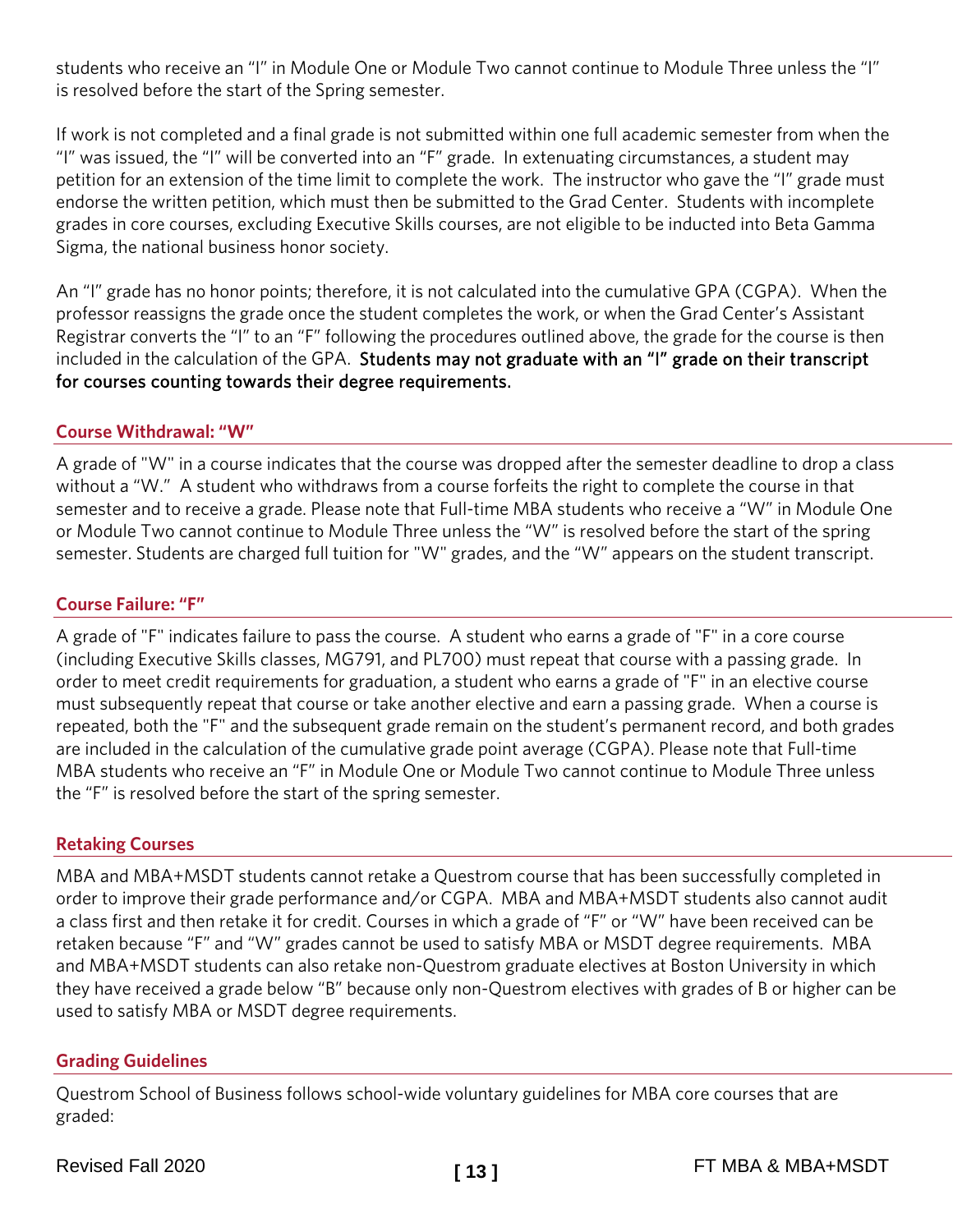students who receive an "I" in Module One or Module Two cannot continue to Module Three unless the "I" is resolved before the start of the Spring semester.

If work is not completed and a final grade is not submitted within one full academic semester from when the "I" was issued, the "I" will be converted into an "F" grade. In extenuating circumstances, a student may petition for an extension of the time limit to complete the work. The instructor who gave the "I" grade must endorse the written petition, which must then be submitted to the Grad Center. Students with incomplete grades in core courses, excluding Executive Skills courses, are not eligible to be inducted into Beta Gamma Sigma, the national business honor society.

An "I" grade has no honor points; therefore, it is not calculated into the cumulative GPA (CGPA). When the professor reassigns the grade once the student completes the work, or when the Grad Center's Assistant Registrar converts the "I" to an "F" following the procedures outlined above, the grade for the course is then included in the calculation of the GPA. **Students may not graduate with an "I" grade on their transcript for courses counting towards their degree requirements.**

### Course Withdrawal: "W"

A grade of "W" in a course indicates that the course was dropped after the semester deadline to drop a class without a "W." A student who withdraws from a course forfeits the right to complete the course in that semester and to receive a grade. Please note that Full-time MBA students who receive a "W" in Module One or Module Two cannot continue to Module Three unless the "W" is resolved before the start of the spring semester. Students are charged full tuition for "W" grades, and the "W" appears on the student transcript.

### Course Failure: "F"

A grade of "F" indicates failure to pass the course. A student who earns a grade of "F" in a core course (including Executive Skills classes, MG791, and PL700) must repeat that course with a passing grade. In order to meet credit requirements for graduation, a student who earns a grade of "F" in an elective course must subsequently repeat that course or take another elective and earn a passing grade. When a course is repeated, both the "F" and the subsequent grade remain on the student's permanent record, and both grades are included in the calculation of the cumulative grade point average (CGPA). Please note that Full-time MBA students who receive an "F" in Module One or Module Two cannot continue to Module Three unless the "F" is resolved before the start of the spring semester.

### Retaking Courses

MBA and MBA+MSDT students cannot retake a Questrom course that has been successfully completed in order to improve their grade performance and/or CGPA. MBA and MBA+MSDT students also cannot audit a class first and then retake it for credit. Courses in which a grade of "F" or "W" have been received can be retaken because "F" and "W" grades cannot be used to satisfy MBA or MSDT degree requirements. MBA and MBA+MSDT students can also retake non-Questrom graduate electives at Boston University in which they have received a grade below "B" because only non-Questrom electives with grades of B or higher can be used to satisfy MBA or MSDT degree requirements.

### Grading Guidelines

Questrom School of Business follows school-wide voluntary guidelines for MBA core courses that are graded: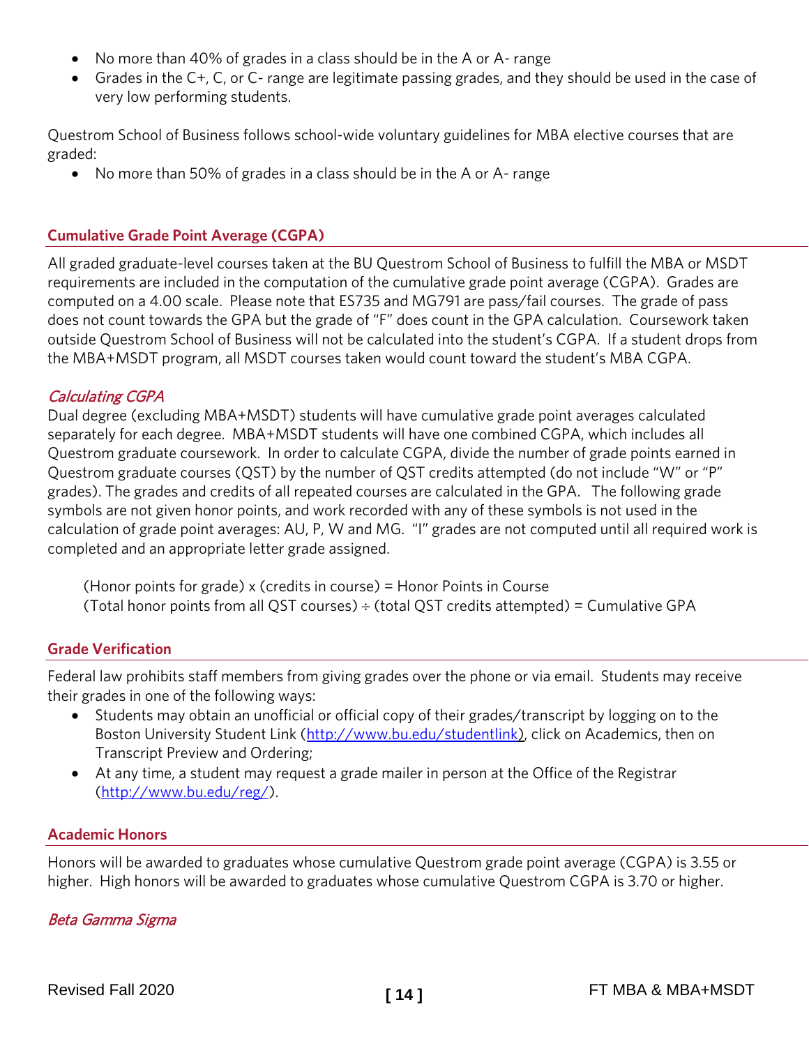- No more than 40% of grades in a class should be in the A or A- range
- Grades in the C+, C, or C- range are legitimate passing grades, and they should be used in the case of very low performing students.

Questrom School of Business follows school-wide voluntary guidelines for MBA elective courses that are graded:

- No more than 50% of grades in a class should be in the A or A- range

## Cumulative Grade Point Average (CGPA)

All graded graduate-level courses taken at the BU Questrom School of Business to fulfill the MBA or MSDT requirements are included in the computation of the cumulative grade point average (CGPA). Grades are computed on a 4.00 scale. Please note that ES735 and MG791 are pass/fail courses. The grade of pass does not count towards the GPA but the grade of "F" does count in the GPA calculation. Coursework taken outside Questrom School of Business will not be calculated into the student's CGPA. If a student drops from the MBA+MSDT program, all MSDT courses taken would count toward the student's MBA CGPA.

### *Calculating CGPA*

Dual degree (excluding MBA+MSDT) students will have cumulative grade point averages calculated separately for each degree. MBA+MSDT students will have one combined CGPA, which includes all Questrom graduate coursework. In order to calculate CGPA, divide the number of grade points earned in Questrom graduate courses (QST) by the number of QST credits attempted (do not include "W" or "P" grades). The grades and credits of all repeated courses are calculated in the GPA. The following grade symbols are not given honor points, and work recorded with any of these symbols is not used in the calculation of grade point averages: AU, P, W and MG. "I" grades are not computed until all required work is completed and an appropriate letter grade assigned.

(Honor points for grade) x (credits in course) = Honor Points in Course
(Total honor points from all QST courses) ÷ (total QST credits attempted) = Cumulative GPA

## Grade Verification

Federal law prohibits staff members from giving grades over the phone or via email. Students may receive their grades in one of the following ways:

- Students may obtain an unofficial or official copy of their grades/transcript by logging on to the Boston University Student Link (http://www.bu.edu/studentlink), click on Academics, then on Transcript Preview and Ordering;
- At any time, a student may request a grade mailer in person at the Office of the Registrar (http://www.bu.edu/reg/).

## Academic Honors

Honors will be awarded to graduates whose cumulative Questrom grade point average (CGPA) is 3.55 or higher. High honors will be awarded to graduates whose cumulative Questrom CGPA is 3.70 or higher.

### *Beta Gamma Sigma*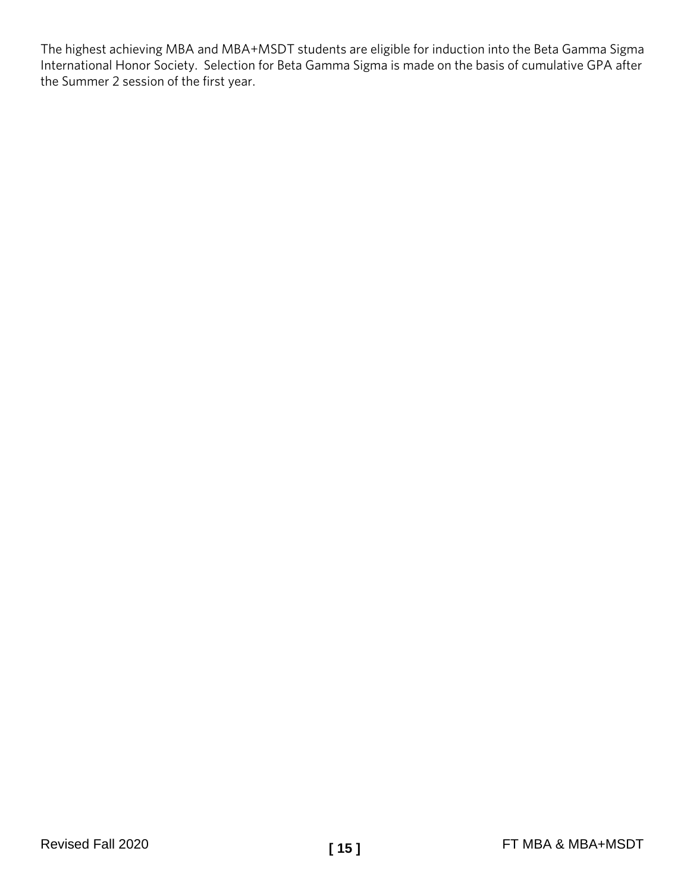The highest achieving MBA and MBA+MSDT students are eligible for induction into the Beta Gamma Sigma International Honor Society. Selection for Beta Gamma Sigma is made on the basis of cumulative GPA after the Summer 2 session of the first year.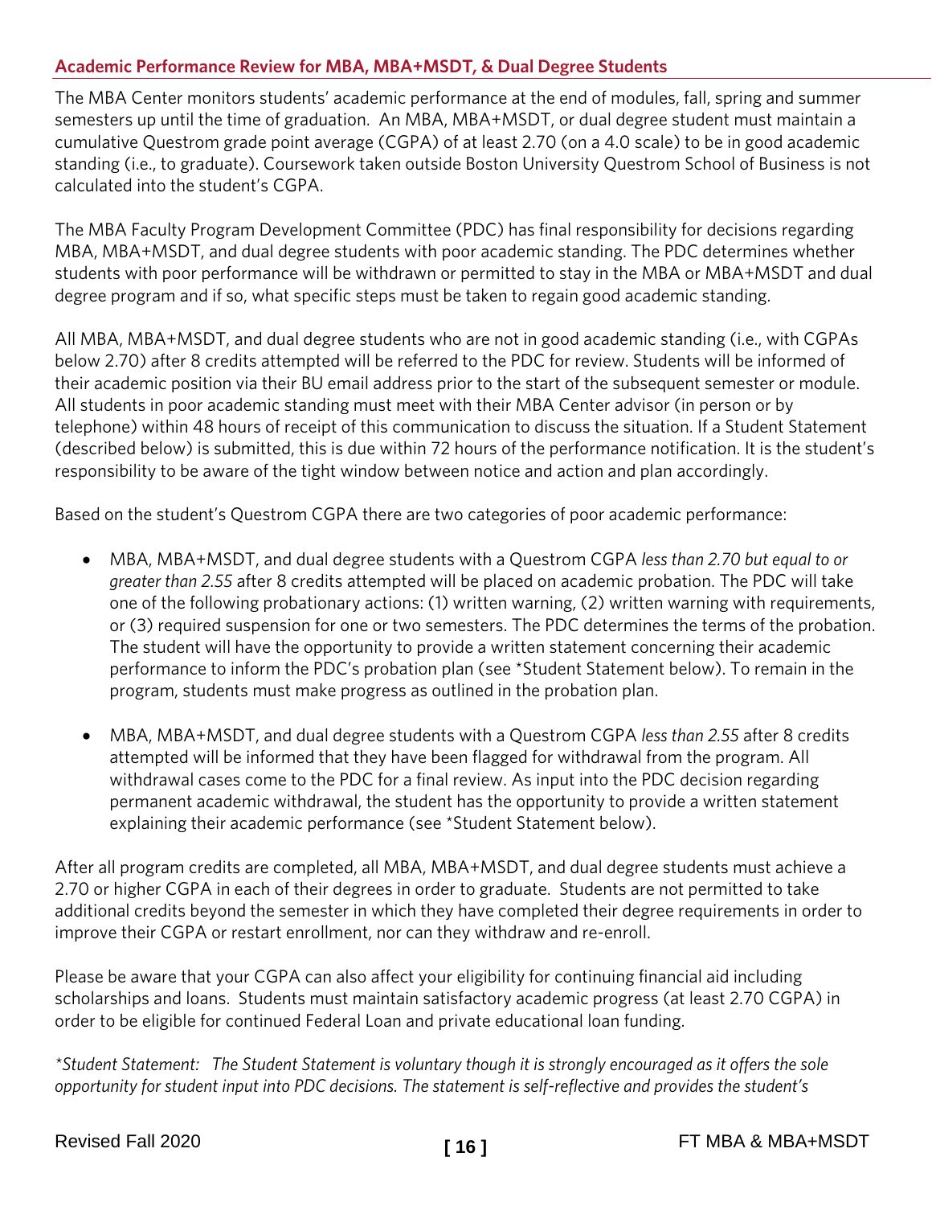## Academic Performance Review for MBA, MBA+MSDT, & Dual Degree Students

The MBA Center monitors students' academic performance at the end of modules, fall, spring and summer semesters up until the time of graduation. An MBA, MBA+MSDT, or dual degree student must maintain a cumulative Questrom grade point average (CGPA) of at least 2.70 (on a 4.0 scale) to be in good academic standing (i.e., to graduate). Coursework taken outside Boston University Questrom School of Business is not calculated into the student's CGPA.

The MBA Faculty Program Development Committee (PDC) has final responsibility for decisions regarding MBA, MBA+MSDT, and dual degree students with poor academic standing. The PDC determines whether students with poor performance will be withdrawn or permitted to stay in the MBA or MBA+MSDT and dual degree program and if so, what specific steps must be taken to regain good academic standing.

All MBA, MBA+MSDT, and dual degree students who are not in good academic standing (i.e., with CGPAs below 2.70) after 8 credits attempted will be referred to the PDC for review. Students will be informed of their academic position via their BU email address prior to the start of the subsequent semester or module. All students in poor academic standing must meet with their MBA Center advisor (in person or by telephone) within 48 hours of receipt of this communication to discuss the situation. If a Student Statement (described below) is submitted, this is due within 72 hours of the performance notification. It is the student's responsibility to be aware of the tight window between notice and action and plan accordingly.

Based on the student's Questrom CGPA there are two categories of poor academic performance:

- MBA, MBA+MSDT, and dual degree students with a Questrom CGPA *less than 2.70 but equal to or greater than 2.55* after 8 credits attempted will be placed on academic probation. The PDC will take one of the following probationary actions: (1) written warning, (2) written warning with requirements, or (3) required suspension for one or two semesters. The PDC determines the terms of the probation. The student will have the opportunity to provide a written statement concerning their academic performance to inform the PDC's probation plan (see *Student Statement below). To remain in the program, students must make progress as outlined in the probation plan.

- MBA, MBA+MSDT, and dual degree students with a Questrom CGPA *less than 2.55* after 8 credits attempted will be informed that they have been flagged for withdrawal from the program. All withdrawal cases come to the PDC for a final review. As input into the PDC decision regarding permanent academic withdrawal, the student has the opportunity to provide a written statement explaining their academic performance (see *Student Statement below).

After all program credits are completed, all MBA, MBA+MSDT, and dual degree students must achieve a 2.70 or higher CGPA in each of their degrees in order to graduate. Students are not permitted to take additional credits beyond the semester in which they have completed their degree requirements in order to improve their CGPA or restart enrollment, nor can they withdraw and re-enroll.

Please be aware that your CGPA can also affect your eligibility for continuing financial aid including scholarships and loans. Students must maintain satisfactory academic progress (at least 2.70 CGPA) in order to be eligible for continued Federal Loan and private educational loan funding.

**Student Statement:* *The Student Statement is voluntary though it is strongly encouraged as it offers the sole opportunity for student input into PDC decisions. The statement is self-reflective and provides the student's*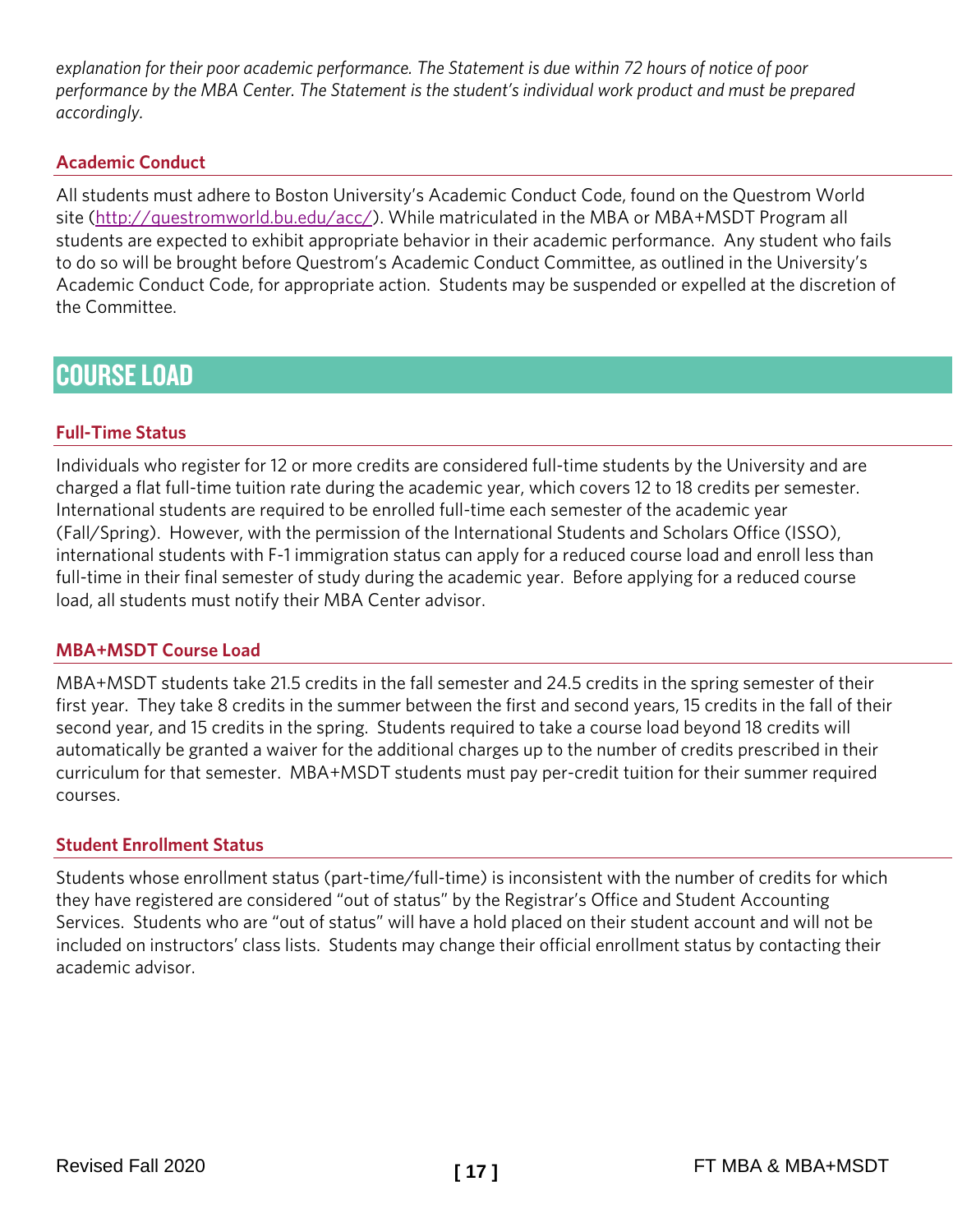*explanation for their poor academic performance. The Statement is due within 72 hours of notice of poor performance by the MBA Center. The Statement is the student's individual work product and must be prepared accordingly.*

### Academic Conduct

All students must adhere to Boston University's Academic Conduct Code, found on the Questrom World site (http://questromworld.bu.edu/acc/). While matriculated in the MBA or MBA+MSDT Program all students are expected to exhibit appropriate behavior in their academic performance. Any student who fails to do so will be brought before Questrom's Academic Conduct Committee, as outlined in the University's Academic Conduct Code, for appropriate action. Students may be suspended or expelled at the discretion of the Committee.

## COURSE LOAD

### Full-Time Status

Individuals who register for 12 or more credits are considered full-time students by the University and are charged a flat full-time tuition rate during the academic year, which covers 12 to 18 credits per semester. International students are required to be enrolled full-time each semester of the academic year (Fall/Spring). However, with the permission of the International Students and Scholars Office (ISSO), international students with F-1 immigration status can apply for a reduced course load and enroll less than full-time in their final semester of study during the academic year. Before applying for a reduced course load, all students must notify their MBA Center advisor.

### MBA+MSDT Course Load

MBA+MSDT students take 21.5 credits in the fall semester and 24.5 credits in the spring semester of their first year. They take 8 credits in the summer between the first and second years, 15 credits in the fall of their second year, and 15 credits in the spring. Students required to take a course load beyond 18 credits will automatically be granted a waiver for the additional charges up to the number of credits prescribed in their curriculum for that semester. MBA+MSDT students must pay per-credit tuition for their summer required courses.

### Student Enrollment Status

Students whose enrollment status (part-time/full-time) is inconsistent with the number of credits for which they have registered are considered "out of status" by the Registrar's Office and Student Accounting Services. Students who are "out of status" will have a hold placed on their student account and will not be included on instructors' class lists. Students may change their official enrollment status by contacting their academic advisor.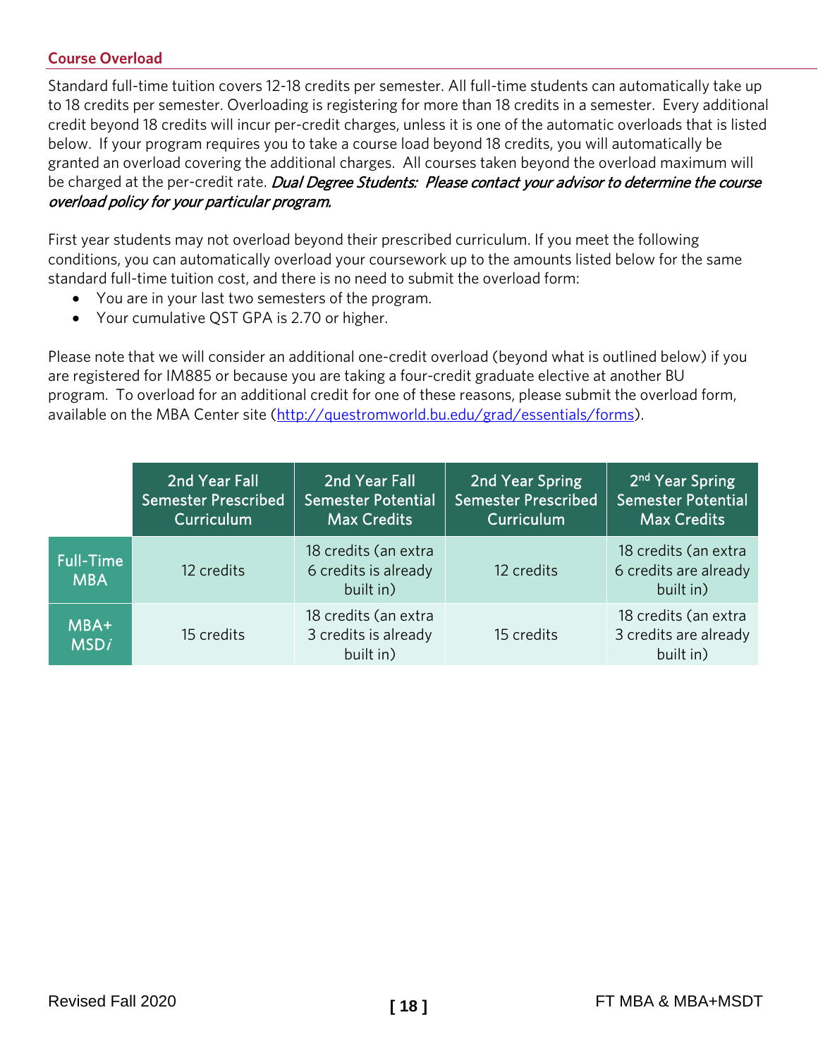## Course Overload

Standard full-time tuition covers 12-18 credits per semester. All full-time students can automatically take up to 18 credits per semester. Overloading is registering for more than 18 credits in a semester. Every additional credit beyond 18 credits will incur per-credit charges, unless it is one of the automatic overloads that is listed below. If your program requires you to take a course load beyond 18 credits, you will automatically be granted an overload covering the additional charges. All courses taken beyond the overload maximum will be charged at the per-credit rate. ***Dual Degree Students: Please contact your advisor to determine the course overload policy for your particular program.***

First year students may not overload beyond their prescribed curriculum. If you meet the following conditions, you can automatically overload your coursework up to the amounts listed below for the same standard full-time tuition cost, and there is no need to submit the overload form:

- You are in your last two semesters of the program.
- Your cumulative QST GPA is 2.70 or higher.

Please note that we will consider an additional one-credit overload (beyond what is outlined below) if you are registered for IM885 or because you are taking a four-credit graduate elective at another BU program. To overload for an additional credit for one of these reasons, please submit the overload form, available on the MBA Center site (http://questromworld.bu.edu/grad/essentials/forms).

| | 2nd Year Fall Semester Prescribed Curriculum | 2nd Year Fall Semester Potential Max Credits | 2nd Year Spring Semester Prescribed Curriculum | 2nd Year Spring Semester Potential Max Credits |
|---|---|---|---|---|
| Full-Time MBA | 12 credits | 18 credits (an extra 6 credits is already built in) | 12 credits | 18 credits (an extra 6 credits are already built in) |
| MBA+ MSD*i* | 15 credits | 18 credits (an extra 3 credits is already built in) | 15 credits | 18 credits (an extra 3 credits are already built in) |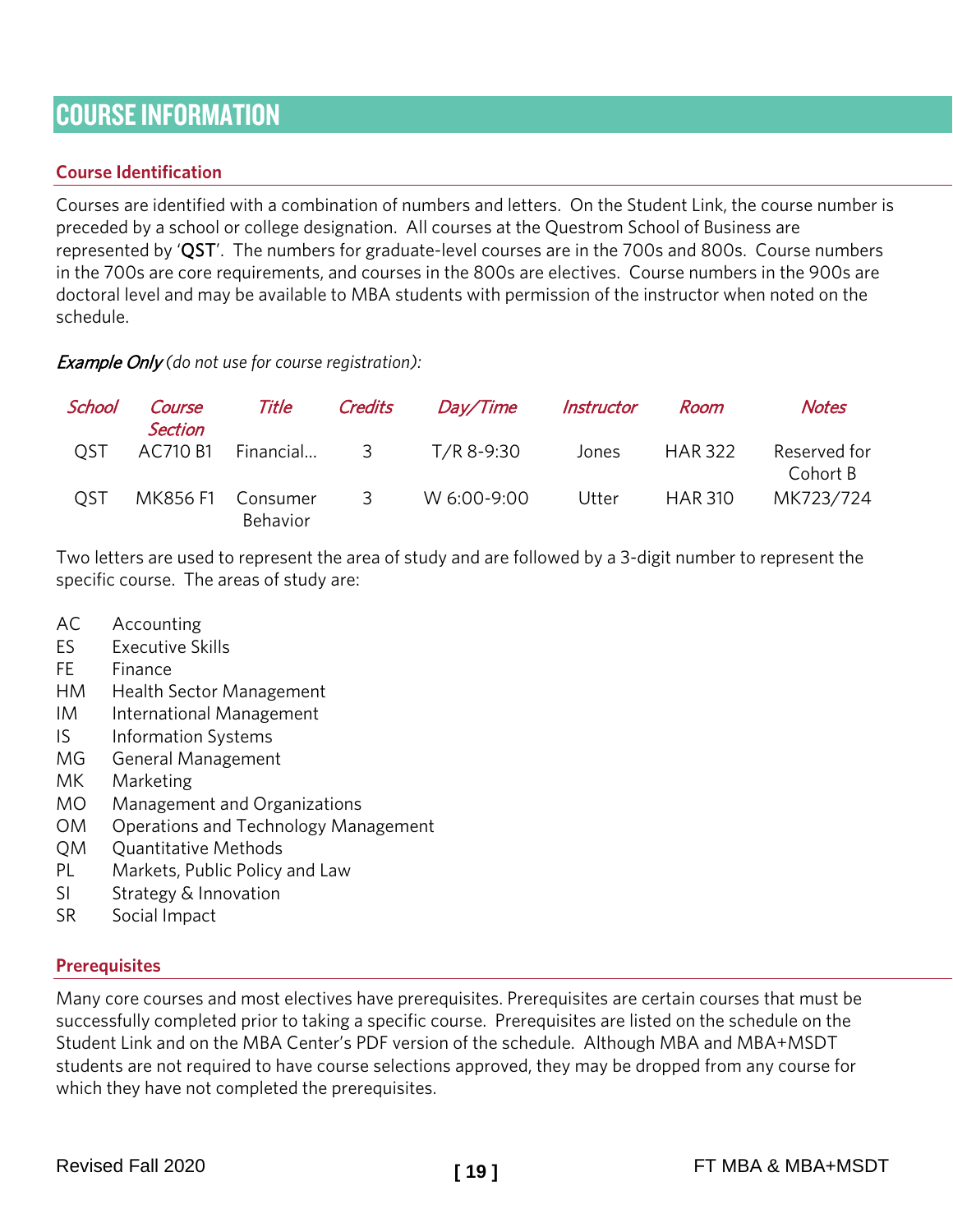# COURSE INFORMATION

## Course Identification

Courses are identified with a combination of numbers and letters. On the Student Link, the course number is preceded by a school or college designation. All courses at the Questrom School of Business are represented by '**QST**'. The numbers for graduate-level courses are in the 700s and 800s. Course numbers in the 700s are core requirements, and courses in the 800s are electives. Course numbers in the 900s are doctoral level and may be available to MBA students with permission of the instructor when noted on the schedule.

***Example Only*** *(do not use for course registration):*

| *School* | *Course Section* | *Title* | *Credits* | *Day/Time* | *Instructor* | *Room* | *Notes* |
|---|---|---|---|---|---|---|---|
| QST | AC710 B1 | Financial... | 3 | T/R 8-9:30 | Jones | HAR 322 | Reserved for Cohort B |
| QST | MK856 F1 | Consumer Behavior | 3 | W 6:00-9:00 | Utter | HAR 310 | MK723/724 |

Two letters are used to represent the area of study and are followed by a 3-digit number to represent the specific course. The areas of study are:

| | |
|---|---|
| AC | Accounting |
| ES | Executive Skills |
| FE | Finance |
| HM | Health Sector Management |
| IM | International Management |
| IS | Information Systems |
| MG | General Management |
| MK | Marketing |
| MO | Management and Organizations |
| OM | Operations and Technology Management |
| QM | Quantitative Methods |
| PL | Markets, Public Policy and Law |
| SI | Strategy & Innovation |
| SR | Social Impact |

## Prerequisites

Many core courses and most electives have prerequisites. Prerequisites are certain courses that must be successfully completed prior to taking a specific course. Prerequisites are listed on the schedule on the Student Link and on the MBA Center's PDF version of the schedule. Although MBA and MBA+MSDT students are not required to have course selections approved, they may be dropped from any course for which they have not completed the prerequisites.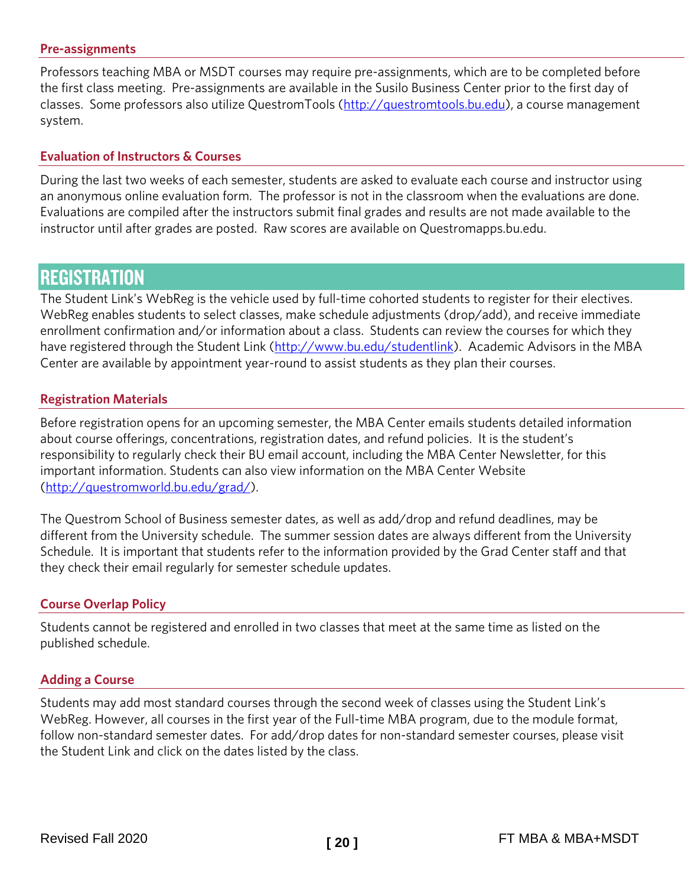### Pre-assignments

Professors teaching MBA or MSDT courses may require pre-assignments, which are to be completed before the first class meeting. Pre-assignments are available in the Susilo Business Center prior to the first day of classes. Some professors also utilize QuestromTools (http://questromtools.bu.edu), a course management system.

### Evaluation of Instructors & Courses

During the last two weeks of each semester, students are asked to evaluate each course and instructor using an anonymous online evaluation form. The professor is not in the classroom when the evaluations are done. Evaluations are compiled after the instructors submit final grades and results are not made available to the instructor until after grades are posted. Raw scores are available on Questromapps.bu.edu.

## REGISTRATION

The Student Link's WebReg is the vehicle used by full-time cohorted students to register for their electives. WebReg enables students to select classes, make schedule adjustments (drop/add), and receive immediate enrollment confirmation and/or information about a class. Students can review the courses for which they have registered through the Student Link (http://www.bu.edu/studentlink). Academic Advisors in the MBA Center are available by appointment year-round to assist students as they plan their courses.

### Registration Materials

Before registration opens for an upcoming semester, the MBA Center emails students detailed information about course offerings, concentrations, registration dates, and refund policies. It is the student's responsibility to regularly check their BU email account, including the MBA Center Newsletter, for this important information. Students can also view information on the MBA Center Website (http://questromworld.bu.edu/grad/).

The Questrom School of Business semester dates, as well as add/drop and refund deadlines, may be different from the University schedule. The summer session dates are always different from the University Schedule. It is important that students refer to the information provided by the Grad Center staff and that they check their email regularly for semester schedule updates.

### Course Overlap Policy

Students cannot be registered and enrolled in two classes that meet at the same time as listed on the published schedule.

### Adding a Course

Students may add most standard courses through the second week of classes using the Student Link's WebReg. However, all courses in the first year of the Full-time MBA program, due to the module format, follow non-standard semester dates. For add/drop dates for non-standard semester courses, please visit the Student Link and click on the dates listed by the class.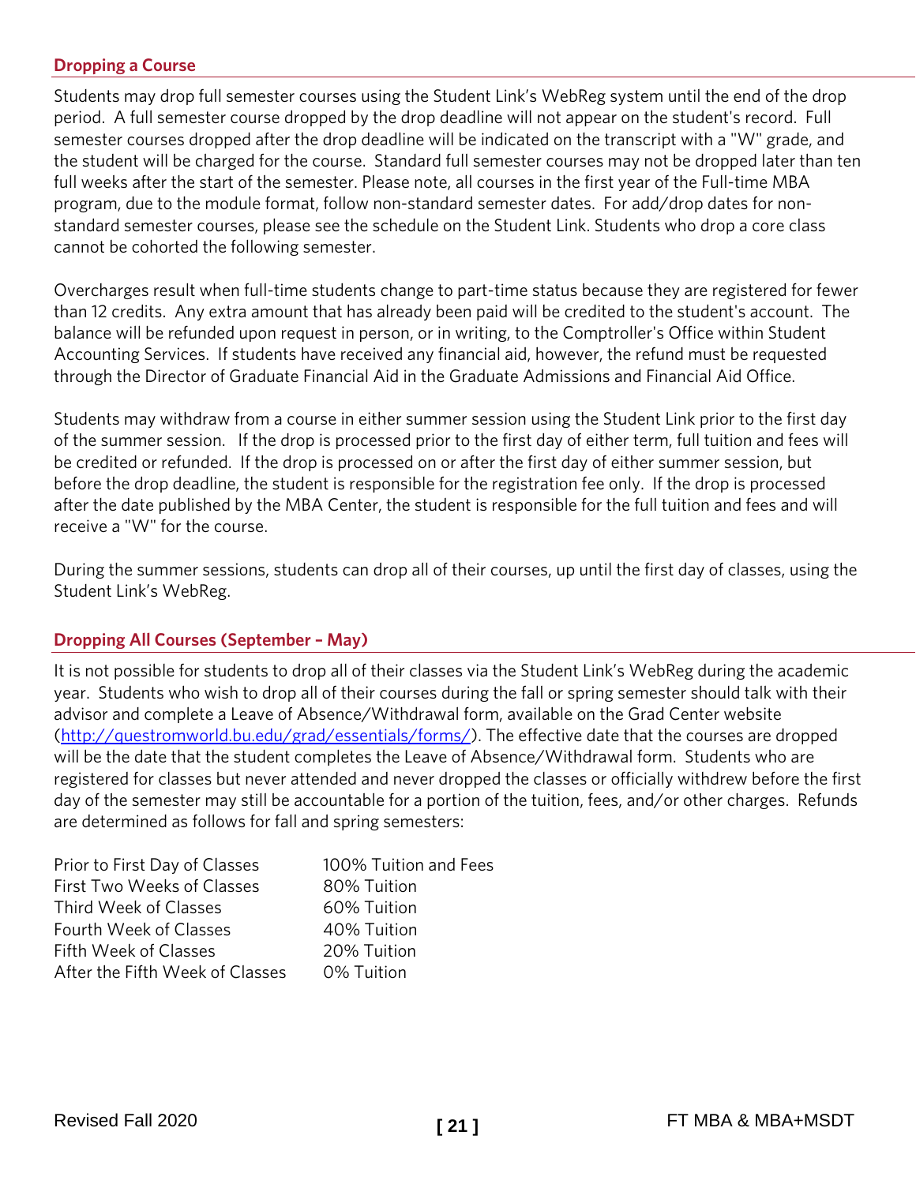## Dropping a Course

Students may drop full semester courses using the Student Link's WebReg system until the end of the drop period. A full semester course dropped by the drop deadline will not appear on the student's record. Full semester courses dropped after the drop deadline will be indicated on the transcript with a "W" grade, and the student will be charged for the course. Standard full semester courses may not be dropped later than ten full weeks after the start of the semester. Please note, all courses in the first year of the Full-time MBA program, due to the module format, follow non-standard semester dates. For add/drop dates for non-standard semester courses, please see the schedule on the Student Link. Students who drop a core class cannot be cohorted the following semester.

Overcharges result when full-time students change to part-time status because they are registered for fewer than 12 credits. Any extra amount that has already been paid will be credited to the student's account. The balance will be refunded upon request in person, or in writing, to the Comptroller's Office within Student Accounting Services. If students have received any financial aid, however, the refund must be requested through the Director of Graduate Financial Aid in the Graduate Admissions and Financial Aid Office.

Students may withdraw from a course in either summer session using the Student Link prior to the first day of the summer session. If the drop is processed prior to the first day of either term, full tuition and fees will be credited or refunded. If the drop is processed on or after the first day of either summer session, but before the drop deadline, the student is responsible for the registration fee only. If the drop is processed after the date published by the MBA Center, the student is responsible for the full tuition and fees and will receive a "W" for the course.

During the summer sessions, students can drop all of their courses, up until the first day of classes, using the Student Link's WebReg.

## Dropping All Courses (September – May)

It is not possible for students to drop all of their classes via the Student Link's WebReg during the academic year. Students who wish to drop all of their courses during the fall or spring semester should talk with their advisor and complete a Leave of Absence/Withdrawal form, available on the Grad Center website (http://questromworld.bu.edu/grad/essentials/forms/). The effective date that the courses are dropped will be the date that the student completes the Leave of Absence/Withdrawal form. Students who are registered for classes but never attended and never dropped the classes or officially withdrew before the first day of the semester may still be accountable for a portion of the tuition, fees, and/or other charges. Refunds are determined as follows for fall and spring semesters:

| | |
|---|---|
| Prior to First Day of Classes | 100% Tuition and Fees |
| First Two Weeks of Classes | 80% Tuition |
| Third Week of Classes | 60% Tuition |
| Fourth Week of Classes | 40% Tuition |
| Fifth Week of Classes | 20% Tuition |
| After the Fifth Week of Classes | 0% Tuition |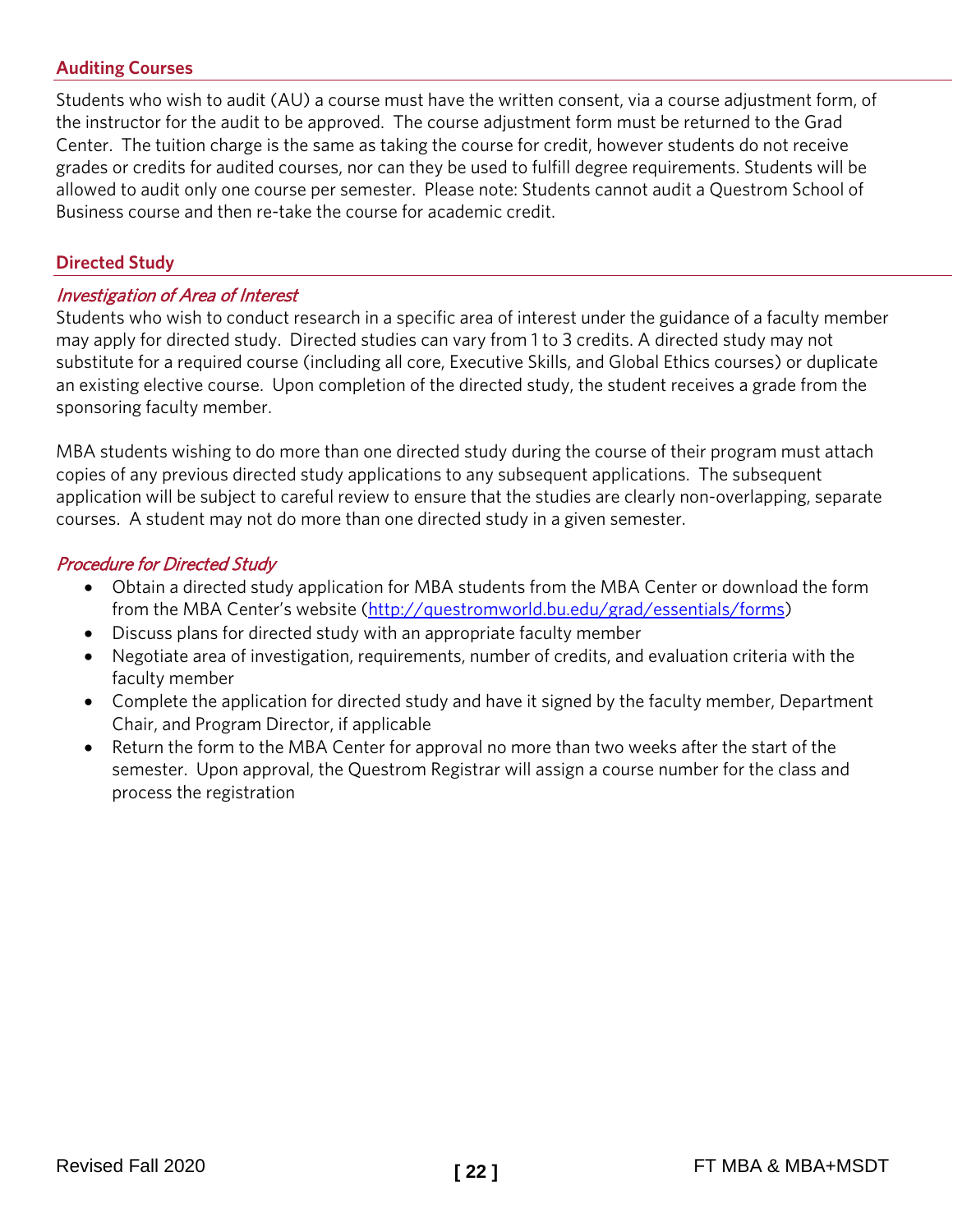## Auditing Courses

Students who wish to audit (AU) a course must have the written consent, via a course adjustment form, of the instructor for the audit to be approved. The course adjustment form must be returned to the Grad Center. The tuition charge is the same as taking the course for credit, however students do not receive grades or credits for audited courses, nor can they be used to fulfill degree requirements. Students will be allowed to audit only one course per semester. Please note: Students cannot audit a Questrom School of Business course and then re-take the course for academic credit.

## Directed Study

### *Investigation of Area of Interest*

Students who wish to conduct research in a specific area of interest under the guidance of a faculty member may apply for directed study. Directed studies can vary from 1 to 3 credits. A directed study may not substitute for a required course (including all core, Executive Skills, and Global Ethics courses) or duplicate an existing elective course. Upon completion of the directed study, the student receives a grade from the sponsoring faculty member.

MBA students wishing to do more than one directed study during the course of their program must attach copies of any previous directed study applications to any subsequent applications. The subsequent application will be subject to careful review to ensure that the studies are clearly non-overlapping, separate courses. A student may not do more than one directed study in a given semester.

### *Procedure for Directed Study*

- Obtain a directed study application for MBA students from the MBA Center or download the form from the MBA Center's website (http://questromworld.bu.edu/grad/essentials/forms)
- Discuss plans for directed study with an appropriate faculty member
- Negotiate area of investigation, requirements, number of credits, and evaluation criteria with the faculty member
- Complete the application for directed study and have it signed by the faculty member, Department Chair, and Program Director, if applicable
- Return the form to the MBA Center for approval no more than two weeks after the start of the semester. Upon approval, the Questrom Registrar will assign a course number for the class and process the registration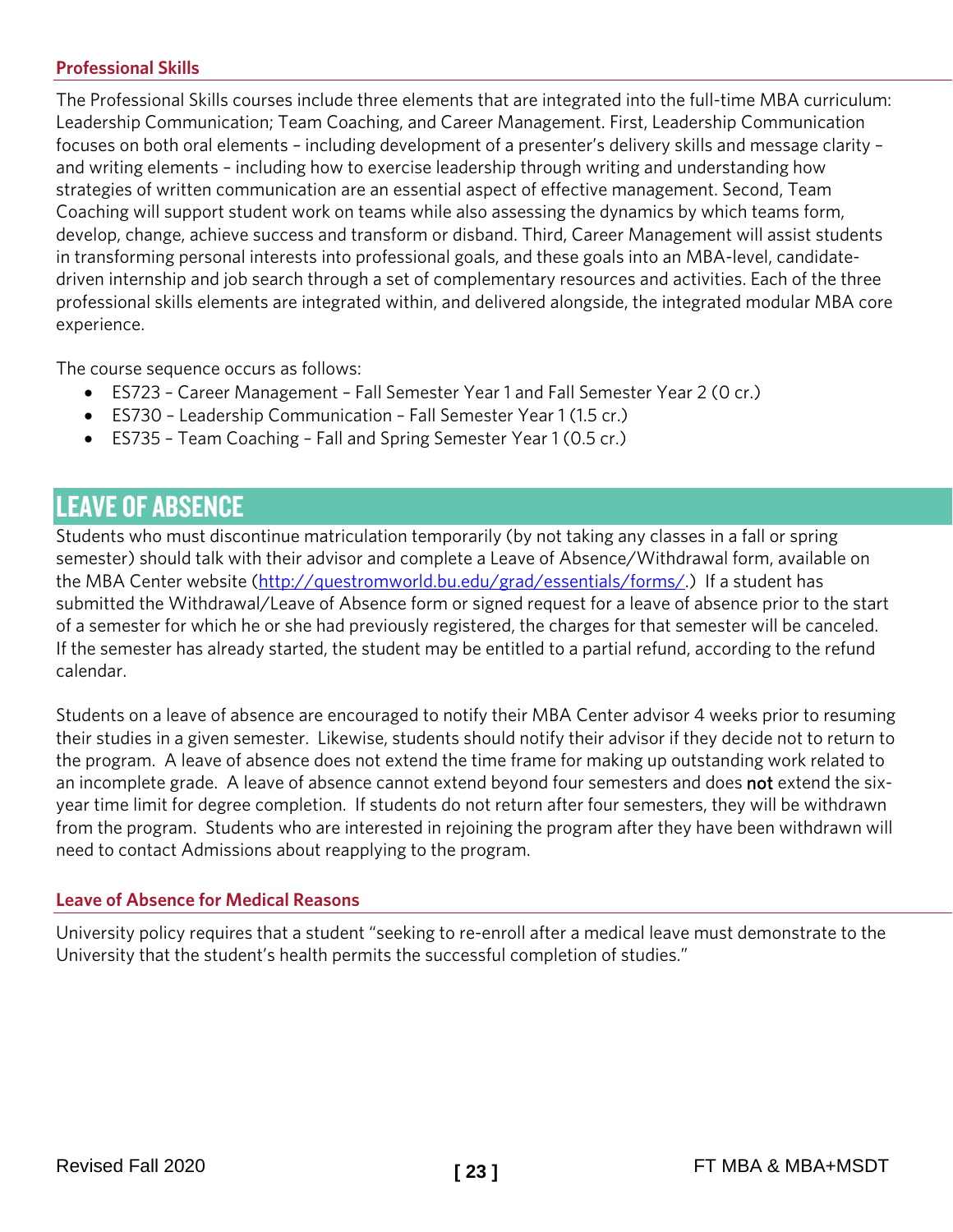### Professional Skills

The Professional Skills courses include three elements that are integrated into the full-time MBA curriculum: Leadership Communication; Team Coaching, and Career Management. First, Leadership Communication focuses on both oral elements – including development of a presenter's delivery skills and message clarity – and writing elements – including how to exercise leadership through writing and understanding how strategies of written communication are an essential aspect of effective management. Second, Team Coaching will support student work on teams while also assessing the dynamics by which teams form, develop, change, achieve success and transform or disband. Third, Career Management will assist students in transforming personal interests into professional goals, and these goals into an MBA-level, candidate-driven internship and job search through a set of complementary resources and activities. Each of the three professional skills elements are integrated within, and delivered alongside, the integrated modular MBA core experience.

The course sequence occurs as follows:

- ES723 – Career Management – Fall Semester Year 1 and Fall Semester Year 2 (0 cr.)
- ES730 – Leadership Communication – Fall Semester Year 1 (1.5 cr.)
- ES735 – Team Coaching – Fall and Spring Semester Year 1 (0.5 cr.)

## LEAVE OF ABSENCE

Students who must discontinue matriculation temporarily (by not taking any classes in a fall or spring semester) should talk with their advisor and complete a Leave of Absence/Withdrawal form, available on the MBA Center website (http://questromworld.bu.edu/grad/essentials/forms/.) If a student has submitted the Withdrawal/Leave of Absence form or signed request for a leave of absence prior to the start of a semester for which he or she had previously registered, the charges for that semester will be canceled. If the semester has already started, the student may be entitled to a partial refund, according to the refund calendar.

Students on a leave of absence are encouraged to notify their MBA Center advisor 4 weeks prior to resuming their studies in a given semester. Likewise, students should notify their advisor if they decide not to return to the program. A leave of absence does not extend the time frame for making up outstanding work related to an incomplete grade. A leave of absence cannot extend beyond four semesters and does **not** extend the six-year time limit for degree completion. If students do not return after four semesters, they will be withdrawn from the program. Students who are interested in rejoining the program after they have been withdrawn will need to contact Admissions about reapplying to the program.

### Leave of Absence for Medical Reasons

University policy requires that a student "seeking to re-enroll after a medical leave must demonstrate to the University that the student's health permits the successful completion of studies."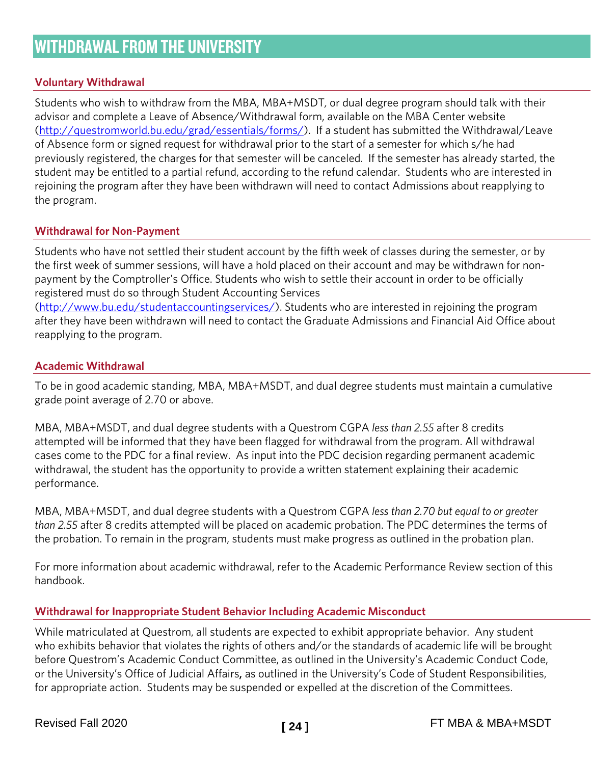# WITHDRAWAL FROM THE UNIVERSITY

## Voluntary Withdrawal

Students who wish to withdraw from the MBA, MBA+MSDT, or dual degree program should talk with their advisor and complete a Leave of Absence/Withdrawal form, available on the MBA Center website (http://questromworld.bu.edu/grad/essentials/forms/). If a student has submitted the Withdrawal/Leave of Absence form or signed request for withdrawal prior to the start of a semester for which s/he had previously registered, the charges for that semester will be canceled. If the semester has already started, the student may be entitled to a partial refund, according to the refund calendar. Students who are interested in rejoining the program after they have been withdrawn will need to contact Admissions about reapplying to the program.

## Withdrawal for Non-Payment

Students who have not settled their student account by the fifth week of classes during the semester, or by the first week of summer sessions, will have a hold placed on their account and may be withdrawn for non-payment by the Comptroller's Office. Students who wish to settle their account in order to be officially registered must do so through Student Accounting Services (http://www.bu.edu/studentaccountingservices/). Students who are interested in rejoining the program after they have been withdrawn will need to contact the Graduate Admissions and Financial Aid Office about reapplying to the program.

## Academic Withdrawal

To be in good academic standing, MBA, MBA+MSDT, and dual degree students must maintain a cumulative grade point average of 2.70 or above.

MBA, MBA+MSDT, and dual degree students with a Questrom CGPA *less than 2.55* after 8 credits attempted will be informed that they have been flagged for withdrawal from the program. All withdrawal cases come to the PDC for a final review. As input into the PDC decision regarding permanent academic withdrawal, the student has the opportunity to provide a written statement explaining their academic performance.

MBA, MBA+MSDT, and dual degree students with a Questrom CGPA *less than 2.70 but equal to or greater than 2.55* after 8 credits attempted will be placed on academic probation. The PDC determines the terms of the probation. To remain in the program, students must make progress as outlined in the probation plan.

For more information about academic withdrawal, refer to the Academic Performance Review section of this handbook.

## Withdrawal for Inappropriate Student Behavior Including Academic Misconduct

While matriculated at Questrom, all students are expected to exhibit appropriate behavior. Any student who exhibits behavior that violates the rights of others and/or the standards of academic life will be brought before Questrom's Academic Conduct Committee, as outlined in the University's Academic Conduct Code, or the University's Office of Judicial Affairs, as outlined in the University's Code of Student Responsibilities, for appropriate action. Students may be suspended or expelled at the discretion of the Committees.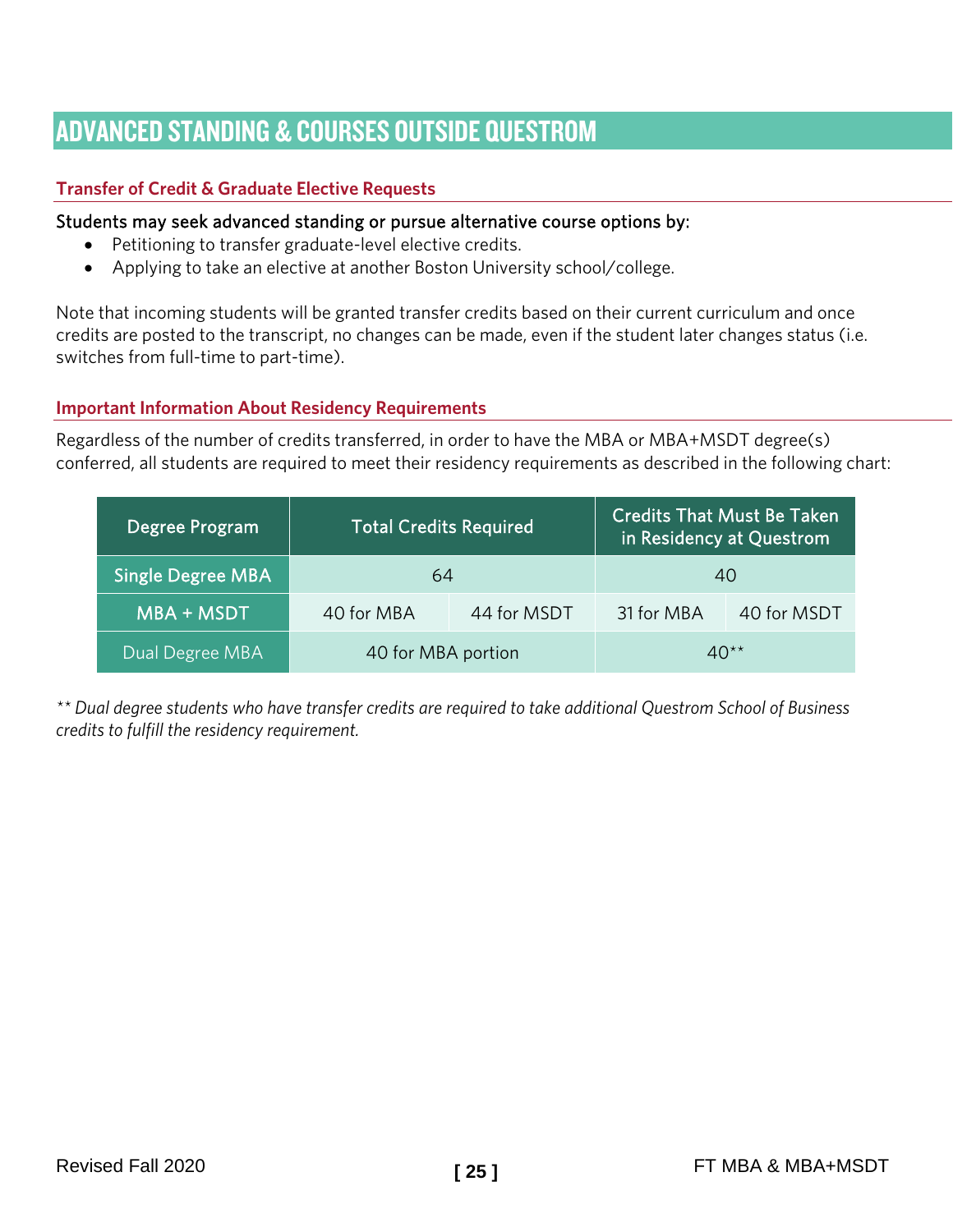# ADVANCED STANDING & COURSES OUTSIDE QUESTROM

## Transfer of Credit & Graduate Elective Requests

Students may seek advanced standing or pursue alternative course options by:

- Petitioning to transfer graduate-level elective credits.
- Applying to take an elective at another Boston University school/college.

Note that incoming students will be granted transfer credits based on their current curriculum and once credits are posted to the transcript, no changes can be made, even if the student later changes status (i.e. switches from full-time to part-time).

## Important Information About Residency Requirements

Regardless of the number of credits transferred, in order to have the MBA or MBA+MSDT degree(s) conferred, all students are required to meet their residency requirements as described in the following chart:

| Degree Program | Total Credits Required | | Credits That Must Be Taken in Residency at Questrom | |
|---|---|---|---|---|
| Single Degree MBA | 64 | | 40 | |
| MBA + MSDT | 40 for MBA | 44 for MSDT | 31 for MBA | 40 for MSDT |
| Dual Degree MBA | 40 for MBA portion | | 40** | |

*** Dual degree students who have transfer credits are required to take additional Questrom School of Business credits to fulfill the residency requirement.*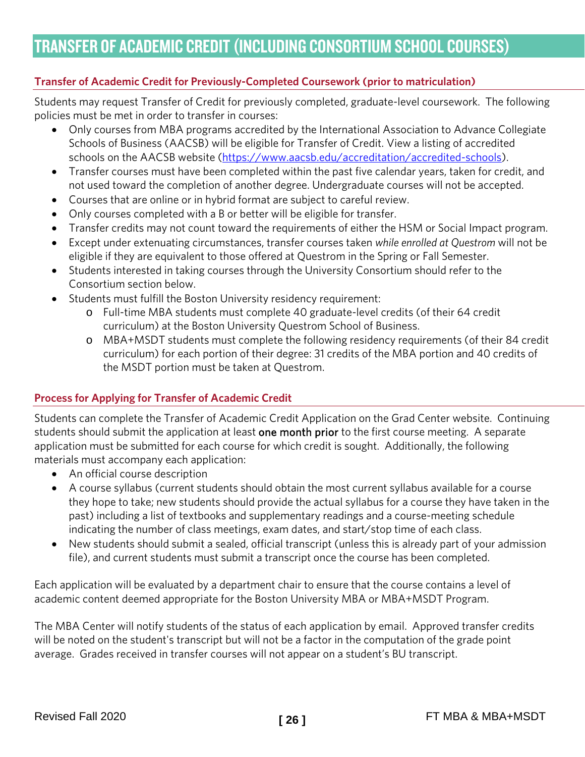# TRANSFER OF ACADEMIC CREDIT (INCLUDING CONSORTIUM SCHOOL COURSES)

### Transfer of Academic Credit for Previously-Completed Coursework (prior to matriculation)

Students may request Transfer of Credit for previously completed, graduate-level coursework. The following policies must be met in order to transfer in courses:

- Only courses from MBA programs accredited by the International Association to Advance Collegiate Schools of Business (AACSB) will be eligible for Transfer of Credit. View a listing of accredited schools on the AACSB website ([https://www.aacsb.edu/accreditation/accredited-schools](https://www.aacsb.edu/accreditation/accredited-schools)).
- Transfer courses must have been completed within the past five calendar years, taken for credit, and not used toward the completion of another degree. Undergraduate courses will not be accepted.
- Courses that are online or in hybrid format are subject to careful review.
- Only courses completed with a B or better will be eligible for transfer.
- Transfer credits may not count toward the requirements of either the HSM or Social Impact program.
- Except under extenuating circumstances, transfer courses taken *while enrolled at Questrom* will not be eligible if they are equivalent to those offered at Questrom in the Spring or Fall Semester.
- Students interested in taking courses through the University Consortium should refer to the Consortium section below.
- Students must fulfill the Boston University residency requirement:
  - Full-time MBA students must complete 40 graduate-level credits (of their 64 credit curriculum) at the Boston University Questrom School of Business.
  - MBA+MSDT students must complete the following residency requirements (of their 84 credit curriculum) for each portion of their degree: 31 credits of the MBA portion and 40 credits of the MSDT portion must be taken at Questrom.

### Process for Applying for Transfer of Academic Credit

Students can complete the Transfer of Academic Credit Application on the Grad Center website. Continuing students should submit the application at least **one month prior** to the first course meeting. A separate application must be submitted for each course for which credit is sought. Additionally, the following materials must accompany each application:

- An official course description
- A course syllabus (current students should obtain the most current syllabus available for a course they hope to take; new students should provide the actual syllabus for a course they have taken in the past) including a list of textbooks and supplementary readings and a course-meeting schedule indicating the number of class meetings, exam dates, and start/stop time of each class.
- New students should submit a sealed, official transcript (unless this is already part of your admission file), and current students must submit a transcript once the course has been completed.

Each application will be evaluated by a department chair to ensure that the course contains a level of academic content deemed appropriate for the Boston University MBA or MBA+MSDT Program.

The MBA Center will notify students of the status of each application by email. Approved transfer credits will be noted on the student's transcript but will not be a factor in the computation of the grade point average. Grades received in transfer courses will not appear on a student's BU transcript.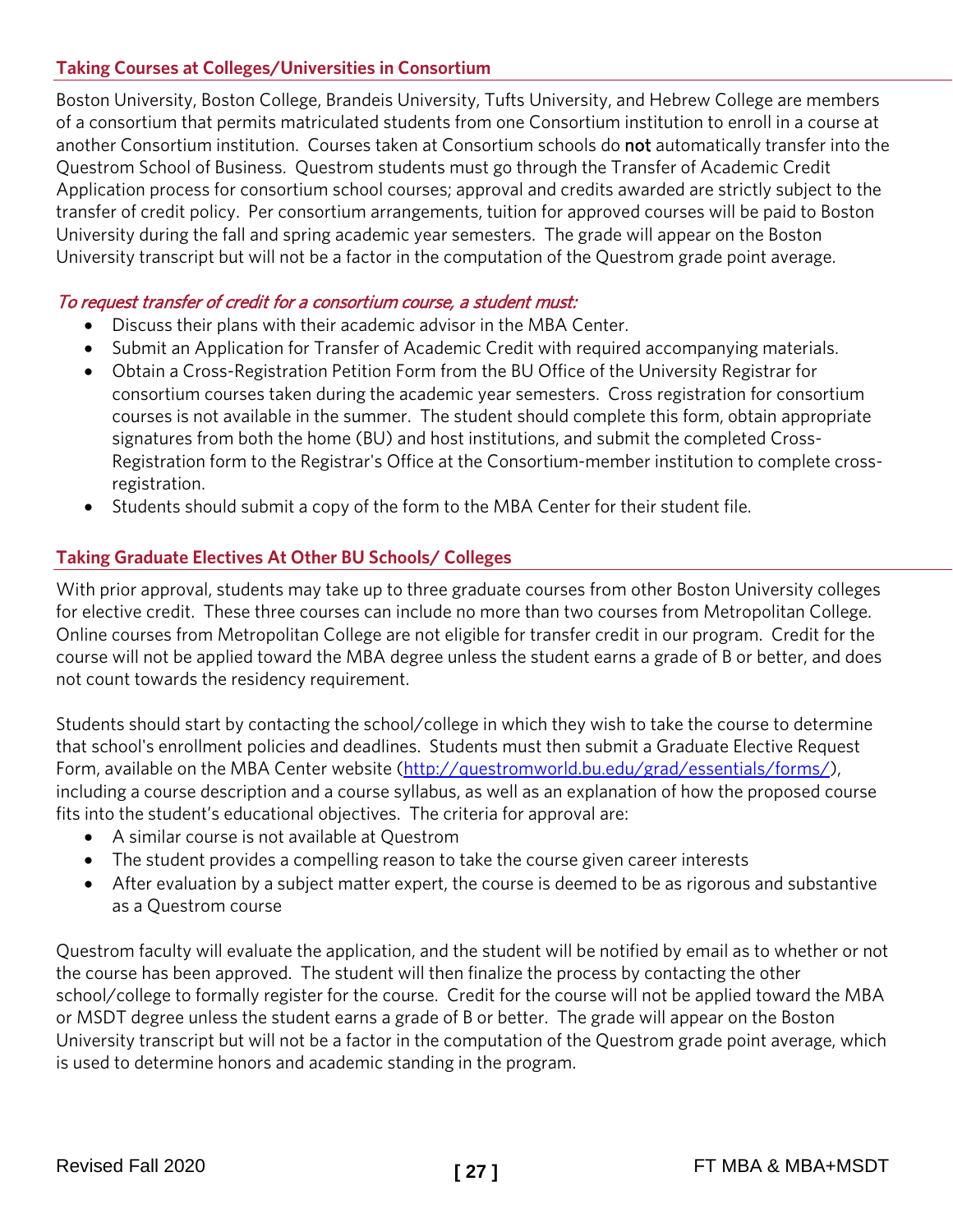## Taking Courses at Colleges/Universities in Consortium

Boston University, Boston College, Brandeis University, Tufts University, and Hebrew College are members of a consortium that permits matriculated students from one Consortium institution to enroll in a course at another Consortium institution. Courses taken at Consortium schools do **not** automatically transfer into the Questrom School of Business. Questrom students must go through the Transfer of Academic Credit Application process for consortium school courses; approval and credits awarded are strictly subject to the transfer of credit policy. Per consortium arrangements, tuition for approved courses will be paid to Boston University during the fall and spring academic year semesters. The grade will appear on the Boston University transcript but will not be a factor in the computation of the Questrom grade point average.

*To request transfer of credit for a consortium course, a student must:*

- Discuss their plans with their academic advisor in the MBA Center.
- Submit an Application for Transfer of Academic Credit with required accompanying materials.
- Obtain a Cross-Registration Petition Form from the BU Office of the University Registrar for consortium courses taken during the academic year semesters. Cross registration for consortium courses is not available in the summer. The student should complete this form, obtain appropriate signatures from both the home (BU) and host institutions, and submit the completed Cross-Registration form to the Registrar's Office at the Consortium-member institution to complete cross-registration.
- Students should submit a copy of the form to the MBA Center for their student file.

## Taking Graduate Electives At Other BU Schools/ Colleges

With prior approval, students may take up to three graduate courses from other Boston University colleges for elective credit. These three courses can include no more than two courses from Metropolitan College. Online courses from Metropolitan College are not eligible for transfer credit in our program. Credit for the course will not be applied toward the MBA degree unless the student earns a grade of B or better, and does not count towards the residency requirement.

Students should start by contacting the school/college in which they wish to take the course to determine that school's enrollment policies and deadlines. Students must then submit a Graduate Elective Request Form, available on the MBA Center website (http://questromworld.bu.edu/grad/essentials/forms/), including a course description and a course syllabus, as well as an explanation of how the proposed course fits into the student's educational objectives. The criteria for approval are:

- A similar course is not available at Questrom
- The student provides a compelling reason to take the course given career interests
- After evaluation by a subject matter expert, the course is deemed to be as rigorous and substantive as a Questrom course

Questrom faculty will evaluate the application, and the student will be notified by email as to whether or not the course has been approved. The student will then finalize the process by contacting the other school/college to formally register for the course. Credit for the course will not be applied toward the MBA or MSDT degree unless the student earns a grade of B or better. The grade will appear on the Boston University transcript but will not be a factor in the computation of the Questrom grade point average, which is used to determine honors and academic standing in the program.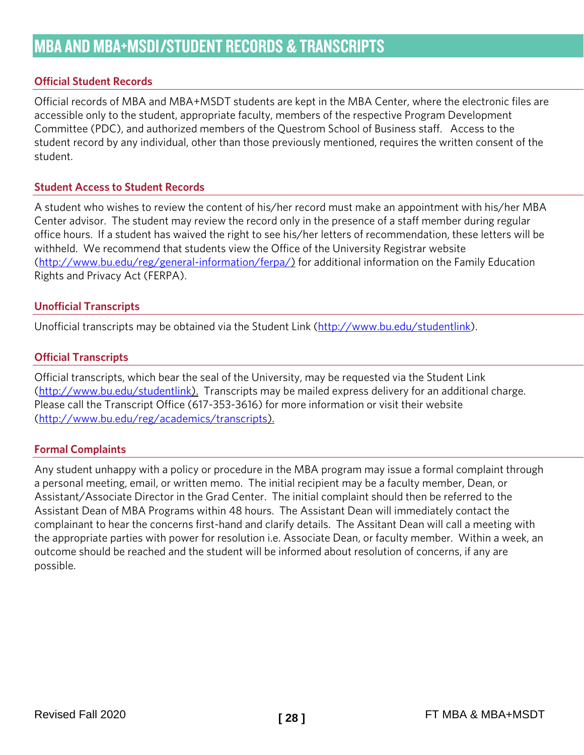# MBA AND MBA+MSDI/STUDENT RECORDS & TRANSCRIPTS

## Official Student Records

Official records of MBA and MBA+MSDT students are kept in the MBA Center, where the electronic files are accessible only to the student, appropriate faculty, members of the respective Program Development Committee (PDC), and authorized members of the Questrom School of Business staff. Access to the student record by any individual, other than those previously mentioned, requires the written consent of the student.

## Student Access to Student Records

A student who wishes to review the content of his/her record must make an appointment with his/her MBA Center advisor. The student may review the record only in the presence of a staff member during regular office hours. If a student has waived the right to see his/her letters of recommendation, these letters will be withheld. We recommend that students view the Office of the University Registrar website (http://www.bu.edu/reg/general-information/ferpa/) for additional information on the Family Education Rights and Privacy Act (FERPA).

## Unofficial Transcripts

Unofficial transcripts may be obtained via the Student Link (http://www.bu.edu/studentlink).

## Official Transcripts

Official transcripts, which bear the seal of the University, may be requested via the Student Link (http://www.bu.edu/studentlink). Transcripts may be mailed express delivery for an additional charge. Please call the Transcript Office (617-353-3616) for more information or visit their website (http://www.bu.edu/reg/academics/transcripts).

## Formal Complaints

Any student unhappy with a policy or procedure in the MBA program may issue a formal complaint through a personal meeting, email, or written memo. The initial recipient may be a faculty member, Dean, or Assistant/Associate Director in the Grad Center. The initial complaint should then be referred to the Assistant Dean of MBA Programs within 48 hours. The Assistant Dean will immediately contact the complainant to hear the concerns first-hand and clarify details. The Assitant Dean will call a meeting with the appropriate parties with power for resolution i.e. Associate Dean, or faculty member. Within a week, an outcome should be reached and the student will be informed about resolution of concerns, if any are possible.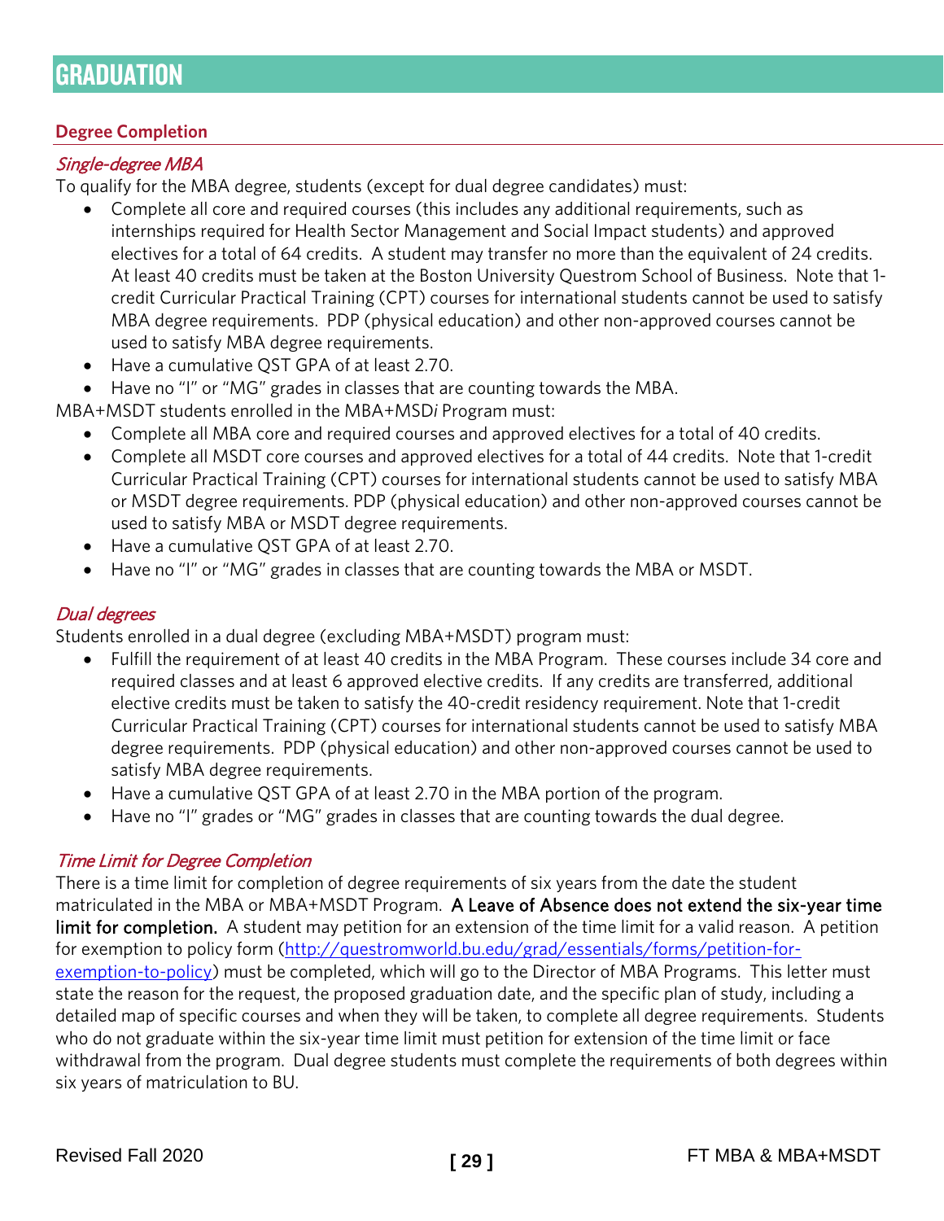# GRADUATION

## Degree Completion

### *Single-degree MBA*

To qualify for the MBA degree, students (except for dual degree candidates) must:

- Complete all core and required courses (this includes any additional requirements, such as internships required for Health Sector Management and Social Impact students) and approved electives for a total of 64 credits. A student may transfer no more than the equivalent of 24 credits. At least 40 credits must be taken at the Boston University Questrom School of Business. Note that 1-credit Curricular Practical Training (CPT) courses for international students cannot be used to satisfy MBA degree requirements. PDP (physical education) and other non-approved courses cannot be used to satisfy MBA degree requirements.
- Have a cumulative QST GPA of at least 2.70.
- Have no "I" or "MG" grades in classes that are counting towards the MBA.

MBA+MSDT students enrolled in the MBA+MSD*i* Program must:

- Complete all MBA core and required courses and approved electives for a total of 40 credits.
- Complete all MSDT core courses and approved electives for a total of 44 credits. Note that 1-credit Curricular Practical Training (CPT) courses for international students cannot be used to satisfy MBA or MSDT degree requirements. PDP (physical education) and other non-approved courses cannot be used to satisfy MBA or MSDT degree requirements.
- Have a cumulative QST GPA of at least 2.70.
- Have no "I" or "MG" grades in classes that are counting towards the MBA or MSDT.

### *Dual degrees*

Students enrolled in a dual degree (excluding MBA+MSDT) program must:

- Fulfill the requirement of at least 40 credits in the MBA Program. These courses include 34 core and required classes and at least 6 approved elective credits. If any credits are transferred, additional elective credits must be taken to satisfy the 40-credit residency requirement. Note that 1-credit Curricular Practical Training (CPT) courses for international students cannot be used to satisfy MBA degree requirements. PDP (physical education) and other non-approved courses cannot be used to satisfy MBA degree requirements.
- Have a cumulative QST GPA of at least 2.70 in the MBA portion of the program.
- Have no "I" grades or "MG" grades in classes that are counting towards the dual degree.

### *Time Limit for Degree Completion*

There is a time limit for completion of degree requirements of six years from the date the student matriculated in the MBA or MBA+MSDT Program. **A Leave of Absence does not extend the six-year time limit for completion.** A student may petition for an extension of the time limit for a valid reason. A petition for exemption to policy form ([http://questromworld.bu.edu/grad/essentials/forms/petition-for-exemption-to-policy](http://questromworld.bu.edu/grad/essentials/forms/petition-for-exemption-to-policy)) must be completed, which will go to the Director of MBA Programs. This letter must state the reason for the request, the proposed graduation date, and the specific plan of study, including a detailed map of specific courses and when they will be taken, to complete all degree requirements. Students who do not graduate within the six-year time limit must petition for extension of the time limit or face withdrawal from the program. Dual degree students must complete the requirements of both degrees within six years of matriculation to BU.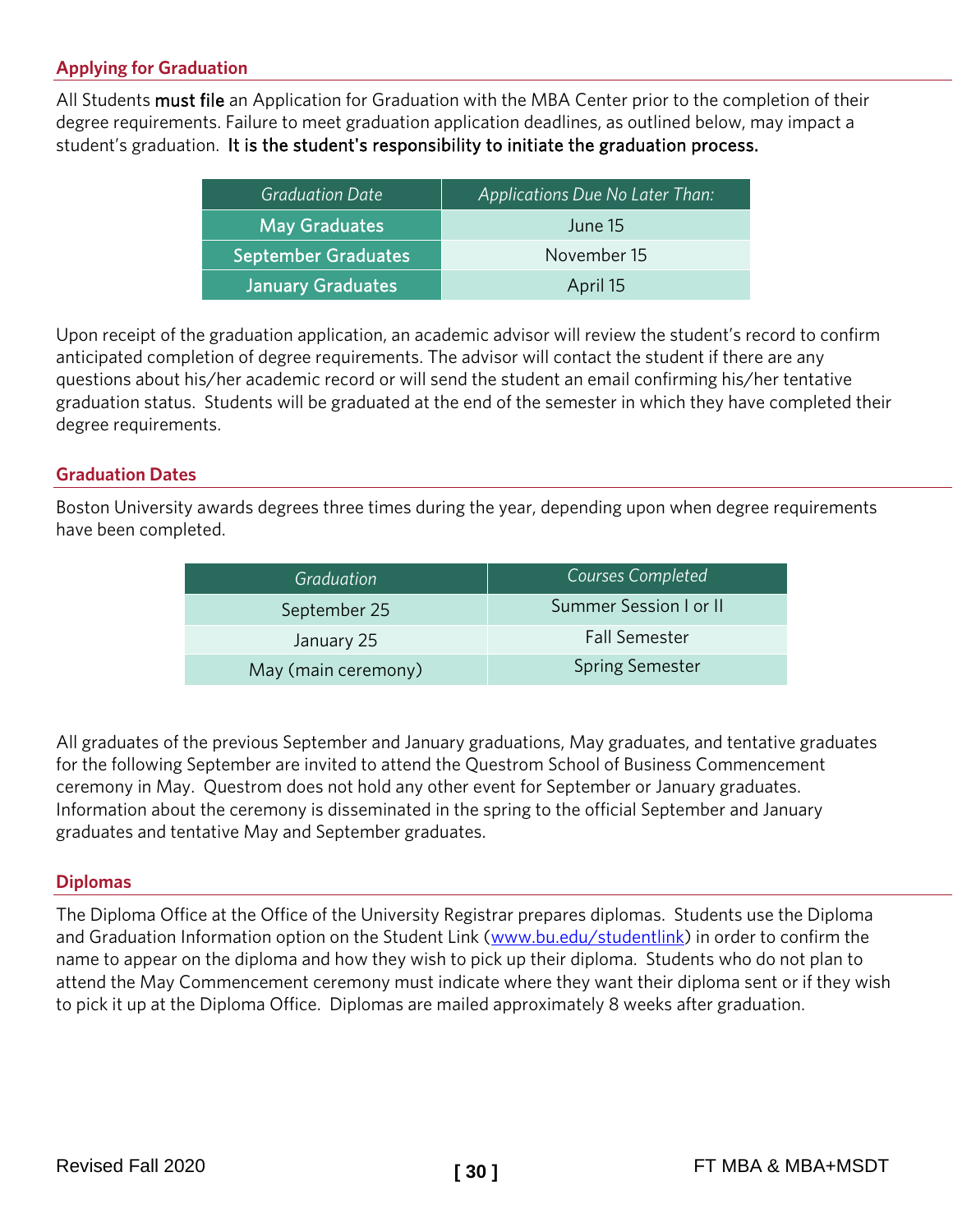## Applying for Graduation

All Students **must file** an Application for Graduation with the MBA Center prior to the completion of their degree requirements. Failure to meet graduation application deadlines, as outlined below, may impact a student's graduation. **It is the student's responsibility to initiate the graduation process.**

| *Graduation Date* | *Applications Due No Later Than:* |
|---|---|
| **May Graduates** | June 15 |
| **September Graduates** | November 15 |
| **January Graduates** | April 15 |

Upon receipt of the graduation application, an academic advisor will review the student's record to confirm anticipated completion of degree requirements. The advisor will contact the student if there are any questions about his/her academic record or will send the student an email confirming his/her tentative graduation status. Students will be graduated at the end of the semester in which they have completed their degree requirements.

## Graduation Dates

Boston University awards degrees three times during the year, depending upon when degree requirements have been completed.

| *Graduation* | *Courses Completed* |
|---|---|
| September 25 | Summer Session I or II |
| January 25 | Fall Semester |
| May (main ceremony) | Spring Semester |

All graduates of the previous September and January graduations, May graduates, and tentative graduates for the following September are invited to attend the Questrom School of Business Commencement ceremony in May. Questrom does not hold any other event for September or January graduates. Information about the ceremony is disseminated in the spring to the official September and January graduates and tentative May and September graduates.

## Diplomas

The Diploma Office at the Office of the University Registrar prepares diplomas. Students use the Diploma and Graduation Information option on the Student Link (www.bu.edu/studentlink) in order to confirm the name to appear on the diploma and how they wish to pick up their diploma. Students who do not plan to attend the May Commencement ceremony must indicate where they want their diploma sent or if they wish to pick it up at the Diploma Office. Diplomas are mailed approximately 8 weeks after graduation.